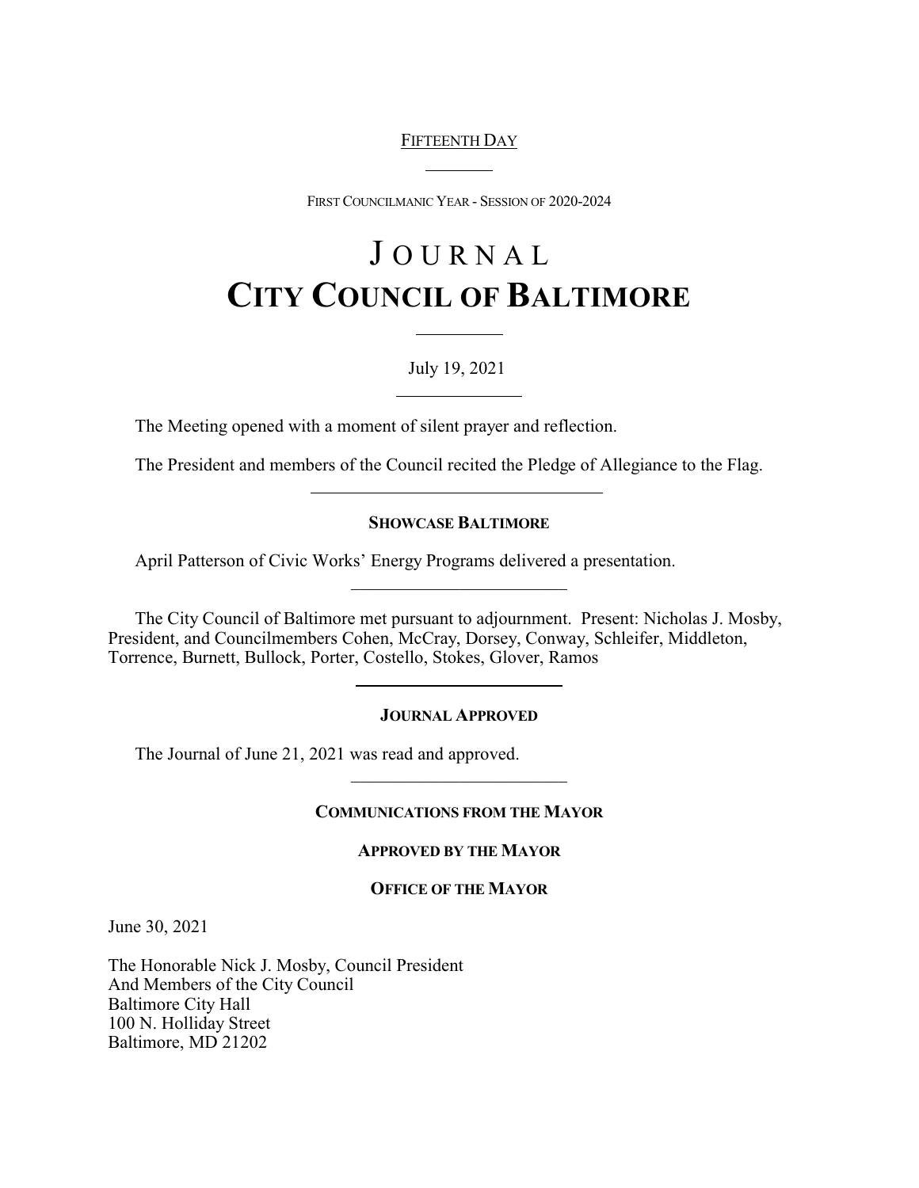FIFTEENTH DAY

FIRST COUNCILMANIC YEAR - SESSION OF 2020-2024

# JOURNAL
# CITY COUNCIL OF BALTIMORE

July 19, 2021

The Meeting opened with a moment of silent prayer and reflection.

The President and members of the Council recited the Pledge of Allegiance to the Flag.

## SHOWCASE BALTIMORE

April Patterson of Civic Works' Energy Programs delivered a presentation.

The City Council of Baltimore met pursuant to adjournment. Present: Nicholas J. Mosby, President, and Councilmembers Cohen, McCray, Dorsey, Conway, Schleifer, Middleton, Torrence, Burnett, Bullock, Porter, Costello, Stokes, Glover, Ramos

## JOURNAL APPROVED

The Journal of June 21, 2021 was read and approved.

## COMMUNICATIONS FROM THE MAYOR

### APPROVED BY THE MAYOR

### OFFICE OF THE MAYOR

June 30, 2021

The Honorable Nick J. Mosby, Council President
And Members of the City Council
Baltimore City Hall
100 N. Holliday Street
Baltimore, MD 21202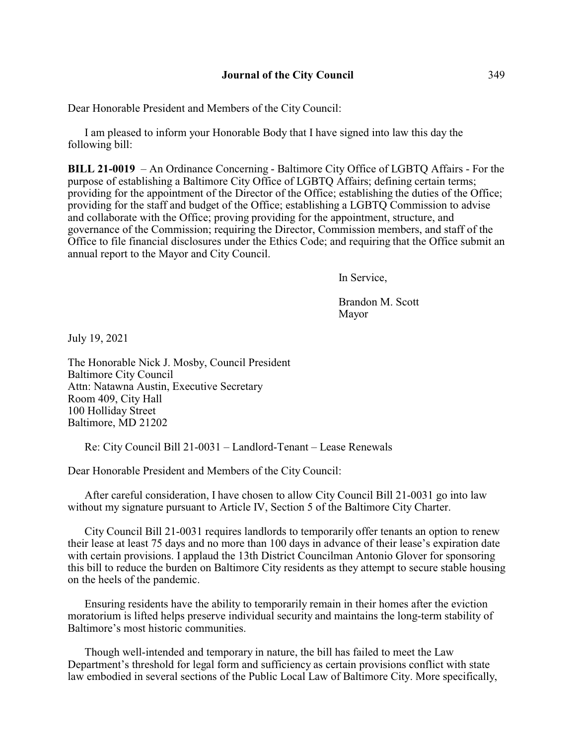Dear Honorable President and Members of the City Council:

I am pleased to inform your Honorable Body that I have signed into law this day the following bill:

**BILL 21-0019** – An Ordinance Concerning - Baltimore City Office of LGBTQ Affairs - For the purpose of establishing a Baltimore City Office of LGBTQ Affairs; defining certain terms; providing for the appointment of the Director of the Office; establishing the duties of the Office; providing for the staff and budget of the Office; establishing a LGBTQ Commission to advise and collaborate with the Office; proving providing for the appointment, structure, and governance of the Commission; requiring the Director, Commission members, and staff of the Office to file financial disclosures under the Ethics Code; and requiring that the Office submit an annual report to the Mayor and City Council.

In Service,

Brandon M. Scott
Mayor

July 19, 2021

The Honorable Nick J. Mosby, Council President
Baltimore City Council
Attn: Natawna Austin, Executive Secretary
Room 409, City Hall
100 Holliday Street
Baltimore, MD 21202

Re: City Council Bill 21-0031 – Landlord-Tenant – Lease Renewals

Dear Honorable President and Members of the City Council:

After careful consideration, I have chosen to allow City Council Bill 21-0031 go into law without my signature pursuant to Article IV, Section 5 of the Baltimore City Charter.

City Council Bill 21-0031 requires landlords to temporarily offer tenants an option to renew their lease at least 75 days and no more than 100 days in advance of their lease's expiration date with certain provisions. I applaud the 13th District Councilman Antonio Glover for sponsoring this bill to reduce the burden on Baltimore City residents as they attempt to secure stable housing on the heels of the pandemic.

Ensuring residents have the ability to temporarily remain in their homes after the eviction moratorium is lifted helps preserve individual security and maintains the long-term stability of Baltimore's most historic communities.

Though well-intended and temporary in nature, the bill has failed to meet the Law Department's threshold for legal form and sufficiency as certain provisions conflict with state law embodied in several sections of the Public Local Law of Baltimore City. More specifically,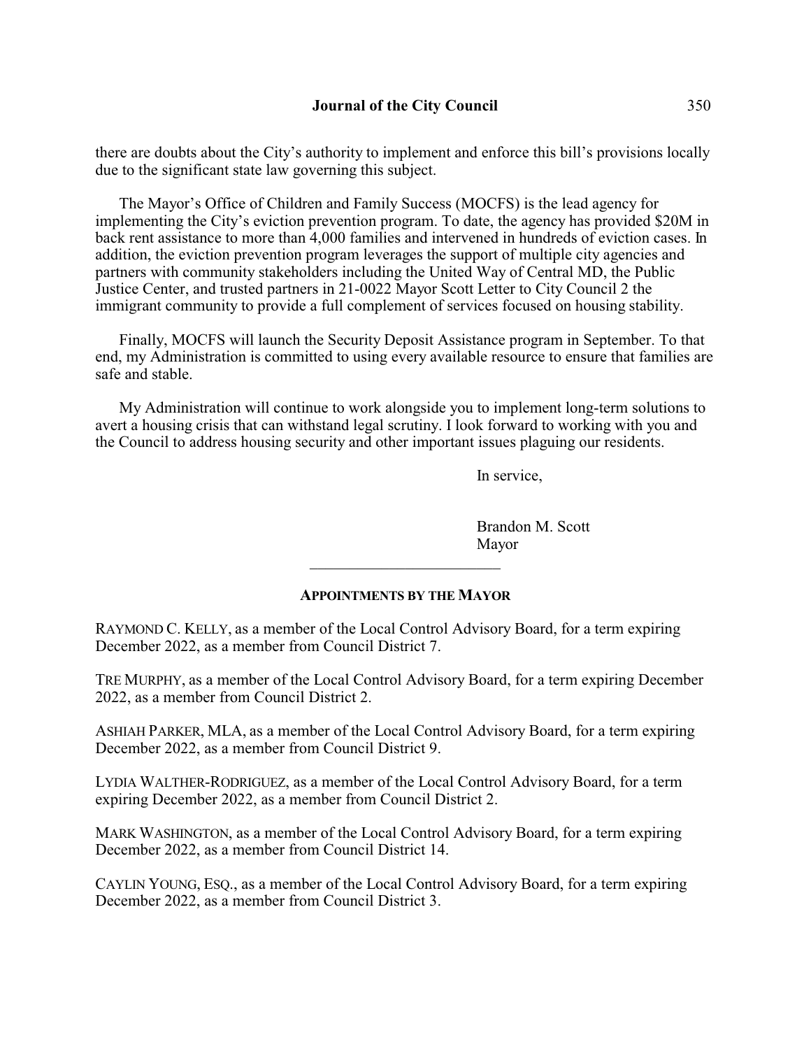there are doubts about the City's authority to implement and enforce this bill's provisions locally due to the significant state law governing this subject.

The Mayor's Office of Children and Family Success (MOCFS) is the lead agency for implementing the City's eviction prevention program. To date, the agency has provided $20M in back rent assistance to more than 4,000 families and intervened in hundreds of eviction cases. In addition, the eviction prevention program leverages the support of multiple city agencies and partners with community stakeholders including the United Way of Central MD, the Public Justice Center, and trusted partners in 21-0022 Mayor Scott Letter to City Council 2 the immigrant community to provide a full complement of services focused on housing stability.

Finally, MOCFS will launch the Security Deposit Assistance program in September. To that end, my Administration is committed to using every available resource to ensure that families are safe and stable.

My Administration will continue to work alongside you to implement long-term solutions to avert a housing crisis that can withstand legal scrutiny. I look forward to working with you and the Council to address housing security and other important issues plaguing our residents.

In service,

Brandon M. Scott
Mayor

---

**APPOINTMENTS BY THE MAYOR**

RAYMOND C. KELLY, as a member of the Local Control Advisory Board, for a term expiring December 2022, as a member from Council District 7.

TRE MURPHY, as a member of the Local Control Advisory Board, for a term expiring December 2022, as a member from Council District 2.

ASHIAH PARKER, MLA, as a member of the Local Control Advisory Board, for a term expiring December 2022, as a member from Council District 9.

LYDIA WALTHER-RODRIGUEZ, as a member of the Local Control Advisory Board, for a term expiring December 2022, as a member from Council District 2.

MARK WASHINGTON, as a member of the Local Control Advisory Board, for a term expiring December 2022, as a member from Council District 14.

CAYLIN YOUNG, ESQ., as a member of the Local Control Advisory Board, for a term expiring December 2022, as a member from Council District 3.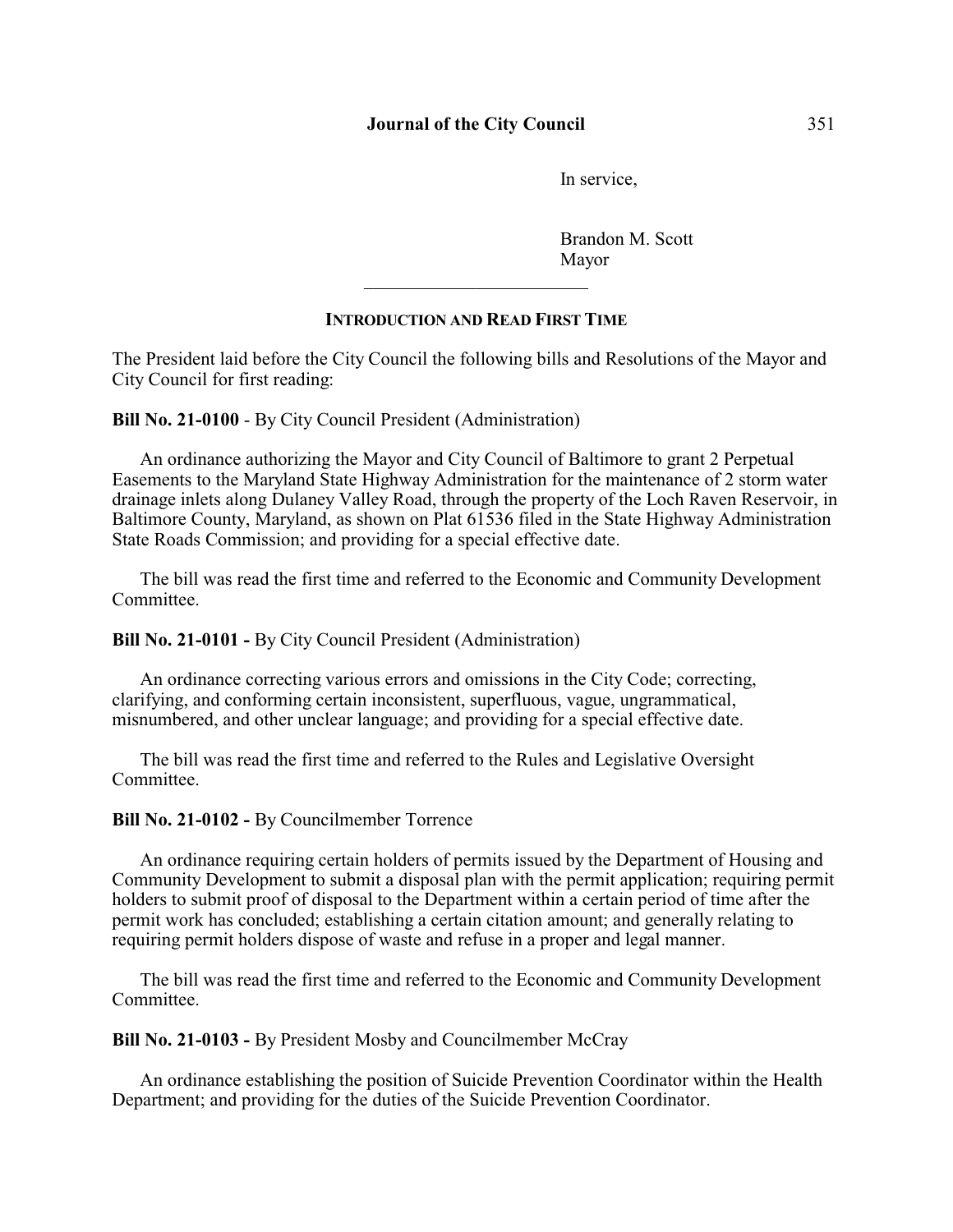In service,

Brandon M. Scott
Mayor

---

## INTRODUCTION AND READ FIRST TIME

The President laid before the City Council the following bills and Resolutions of the Mayor and City Council for first reading:

**Bill No. 21-0100** - By City Council President (Administration)

An ordinance authorizing the Mayor and City Council of Baltimore to grant 2 Perpetual Easements to the Maryland State Highway Administration for the maintenance of 2 storm water drainage inlets along Dulaney Valley Road, through the property of the Loch Raven Reservoir, in Baltimore County, Maryland, as shown on Plat 61536 filed in the State Highway Administration State Roads Commission; and providing for a special effective date.

The bill was read the first time and referred to the Economic and Community Development Committee.

**Bill No. 21-0101 -** By City Council President (Administration)

An ordinance correcting various errors and omissions in the City Code; correcting, clarifying, and conforming certain inconsistent, superfluous, vague, ungrammatical, misnumbered, and other unclear language; and providing for a special effective date.

The bill was read the first time and referred to the Rules and Legislative Oversight Committee.

**Bill No. 21-0102 -** By Councilmember Torrence

An ordinance requiring certain holders of permits issued by the Department of Housing and Community Development to submit a disposal plan with the permit application; requiring permit holders to submit proof of disposal to the Department within a certain period of time after the permit work has concluded; establishing a certain citation amount; and generally relating to requiring permit holders dispose of waste and refuse in a proper and legal manner.

The bill was read the first time and referred to the Economic and Community Development Committee.

**Bill No. 21-0103 -** By President Mosby and Councilmember McCray

An ordinance establishing the position of Suicide Prevention Coordinator within the Health Department; and providing for the duties of the Suicide Prevention Coordinator.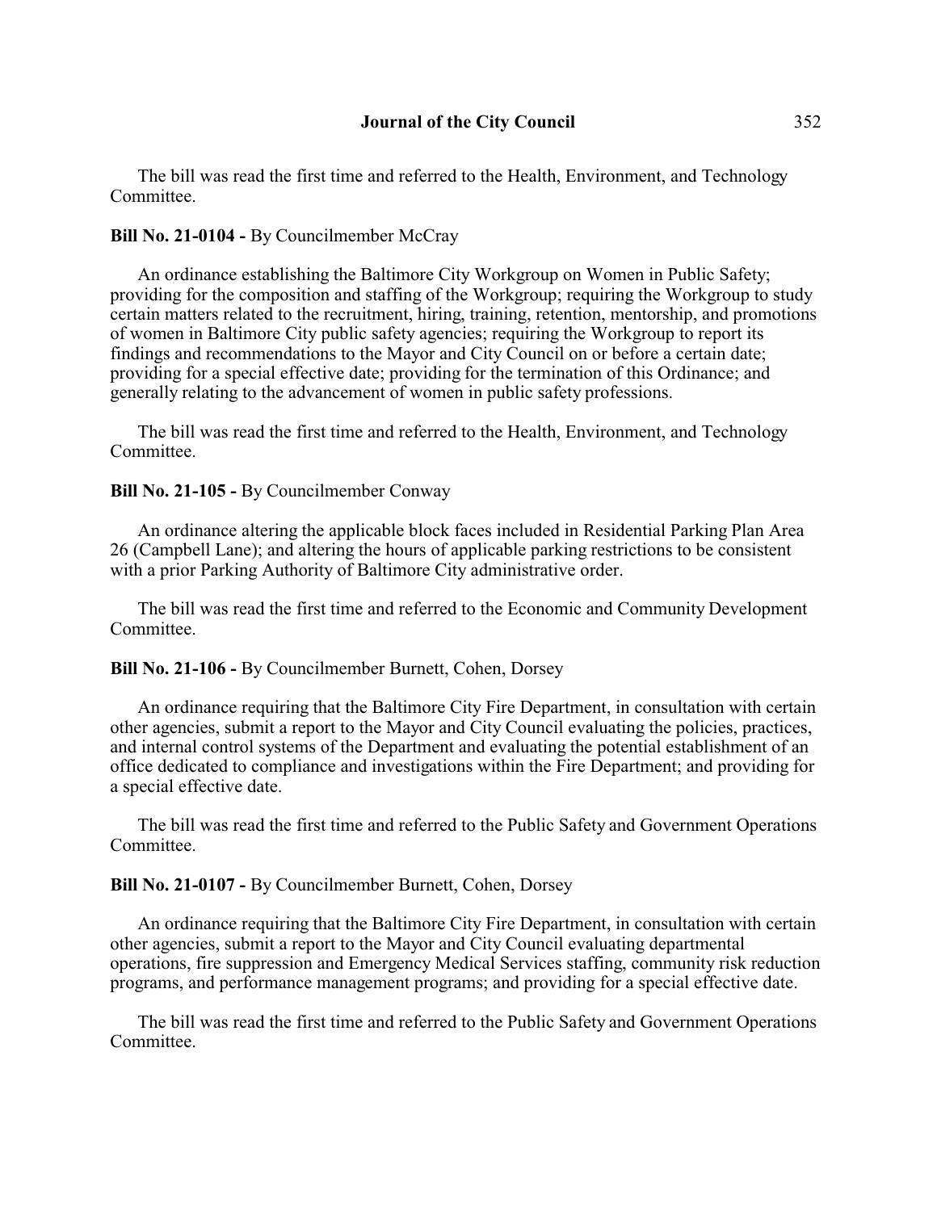The bill was read the first time and referred to the Health, Environment, and Technology Committee.

**Bill No. 21-0104 -** By Councilmember McCray

An ordinance establishing the Baltimore City Workgroup on Women in Public Safety; providing for the composition and staffing of the Workgroup; requiring the Workgroup to study certain matters related to the recruitment, hiring, training, retention, mentorship, and promotions of women in Baltimore City public safety agencies; requiring the Workgroup to report its findings and recommendations to the Mayor and City Council on or before a certain date; providing for a special effective date; providing for the termination of this Ordinance; and generally relating to the advancement of women in public safety professions.

The bill was read the first time and referred to the Health, Environment, and Technology Committee.

**Bill No. 21-105 -** By Councilmember Conway

An ordinance altering the applicable block faces included in Residential Parking Plan Area 26 (Campbell Lane); and altering the hours of applicable parking restrictions to be consistent with a prior Parking Authority of Baltimore City administrative order.

The bill was read the first time and referred to the Economic and Community Development Committee.

**Bill No. 21-106 -** By Councilmember Burnett, Cohen, Dorsey

An ordinance requiring that the Baltimore City Fire Department, in consultation with certain other agencies, submit a report to the Mayor and City Council evaluating the policies, practices, and internal control systems of the Department and evaluating the potential establishment of an office dedicated to compliance and investigations within the Fire Department; and providing for a special effective date.

The bill was read the first time and referred to the Public Safety and Government Operations Committee.

**Bill No. 21-0107 -** By Councilmember Burnett, Cohen, Dorsey

An ordinance requiring that the Baltimore City Fire Department, in consultation with certain other agencies, submit a report to the Mayor and City Council evaluating departmental operations, fire suppression and Emergency Medical Services staffing, community risk reduction programs, and performance management programs; and providing for a special effective date.

The bill was read the first time and referred to the Public Safety and Government Operations Committee.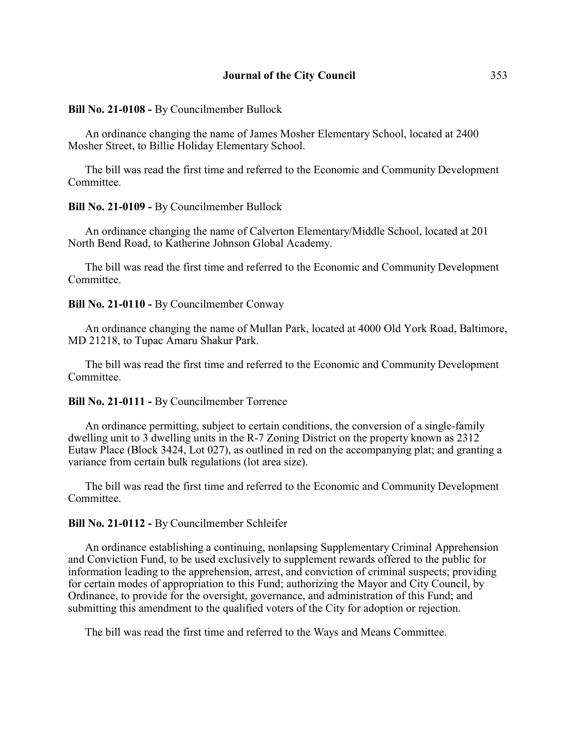**Bill No. 21-0108 -** By Councilmember Bullock

An ordinance changing the name of James Mosher Elementary School, located at 2400 Mosher Street, to Billie Holiday Elementary School.

The bill was read the first time and referred to the Economic and Community Development Committee.

**Bill No. 21-0109 -** By Councilmember Bullock

An ordinance changing the name of Calverton Elementary/Middle School, located at 201 North Bend Road, to Katherine Johnson Global Academy.

The bill was read the first time and referred to the Economic and Community Development Committee.

**Bill No. 21-0110 -** By Councilmember Conway

An ordinance changing the name of Mullan Park, located at 4000 Old York Road, Baltimore, MD 21218, to Tupac Amaru Shakur Park.

The bill was read the first time and referred to the Economic and Community Development Committee.

**Bill No. 21-0111 -** By Councilmember Torrence

An ordinance permitting, subject to certain conditions, the conversion of a single-family dwelling unit to 3 dwelling units in the R-7 Zoning District on the property known as 2312 Eutaw Place (Block 3424, Lot 027), as outlined in red on the accompanying plat; and granting a variance from certain bulk regulations (lot area size).

The bill was read the first time and referred to the Economic and Community Development Committee.

**Bill No. 21-0112 -** By Councilmember Schleifer

An ordinance establishing a continuing, nonlapsing Supplementary Criminal Apprehension and Conviction Fund, to be used exclusively to supplement rewards offered to the public for information leading to the apprehension, arrest, and conviction of criminal suspects; providing for certain modes of appropriation to this Fund; authorizing the Mayor and City Council, by Ordinance, to provide for the oversight, governance, and administration of this Fund; and submitting this amendment to the qualified voters of the City for adoption or rejection.

The bill was read the first time and referred to the Ways and Means Committee.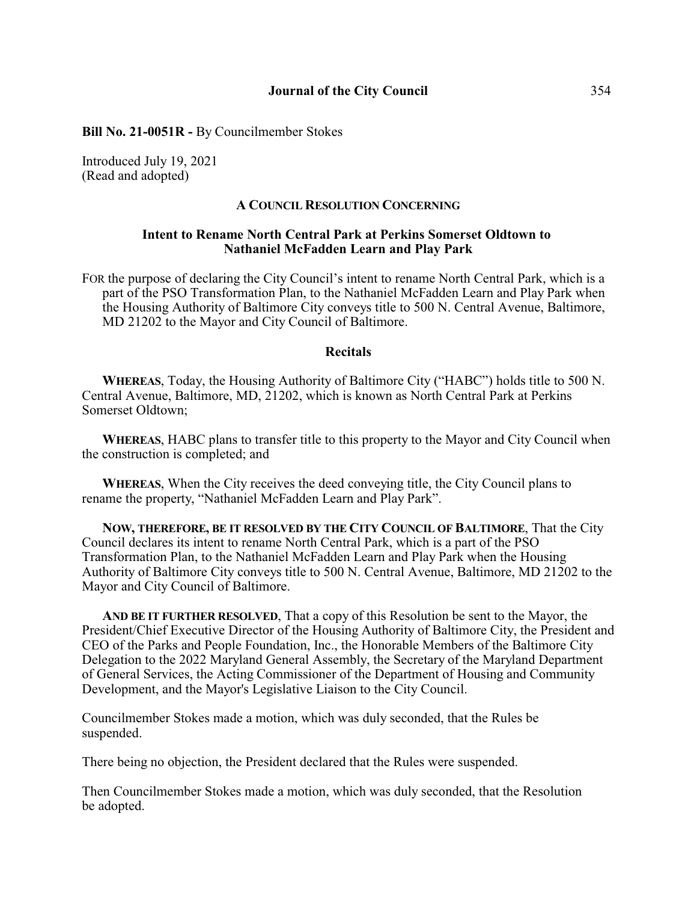**Bill No. 21-0051R -** By Councilmember Stokes

Introduced July 19, 2021
(Read and adopted)

### A COUNCIL RESOLUTION CONCERNING

### Intent to Rename North Central Park at Perkins Somerset Oldtown to Nathaniel McFadden Learn and Play Park

FOR the purpose of declaring the City Council's intent to rename North Central Park, which is a part of the PSO Transformation Plan, to the Nathaniel McFadden Learn and Play Park when the Housing Authority of Baltimore City conveys title to 500 N. Central Avenue, Baltimore, MD 21202 to the Mayor and City Council of Baltimore.

#### Recitals

**WHEREAS**, Today, the Housing Authority of Baltimore City ("HABC") holds title to 500 N. Central Avenue, Baltimore, MD, 21202, which is known as North Central Park at Perkins Somerset Oldtown;

**WHEREAS**, HABC plans to transfer title to this property to the Mayor and City Council when the construction is completed; and

**WHEREAS**, When the City receives the deed conveying title, the City Council plans to rename the property, "Nathaniel McFadden Learn and Play Park".

**NOW, THEREFORE, BE IT RESOLVED BY THE CITY COUNCIL OF BALTIMORE**, That the City Council declares its intent to rename North Central Park, which is a part of the PSO Transformation Plan, to the Nathaniel McFadden Learn and Play Park when the Housing Authority of Baltimore City conveys title to 500 N. Central Avenue, Baltimore, MD 21202 to the Mayor and City Council of Baltimore.

**AND BE IT FURTHER RESOLVED**, That a copy of this Resolution be sent to the Mayor, the President/Chief Executive Director of the Housing Authority of Baltimore City, the President and CEO of the Parks and People Foundation, Inc., the Honorable Members of the Baltimore City Delegation to the 2022 Maryland General Assembly, the Secretary of the Maryland Department of General Services, the Acting Commissioner of the Department of Housing and Community Development, and the Mayor's Legislative Liaison to the City Council.

Councilmember Stokes made a motion, which was duly seconded, that the Rules be suspended.

There being no objection, the President declared that the Rules were suspended.

Then Councilmember Stokes made a motion, which was duly seconded, that the Resolution be adopted.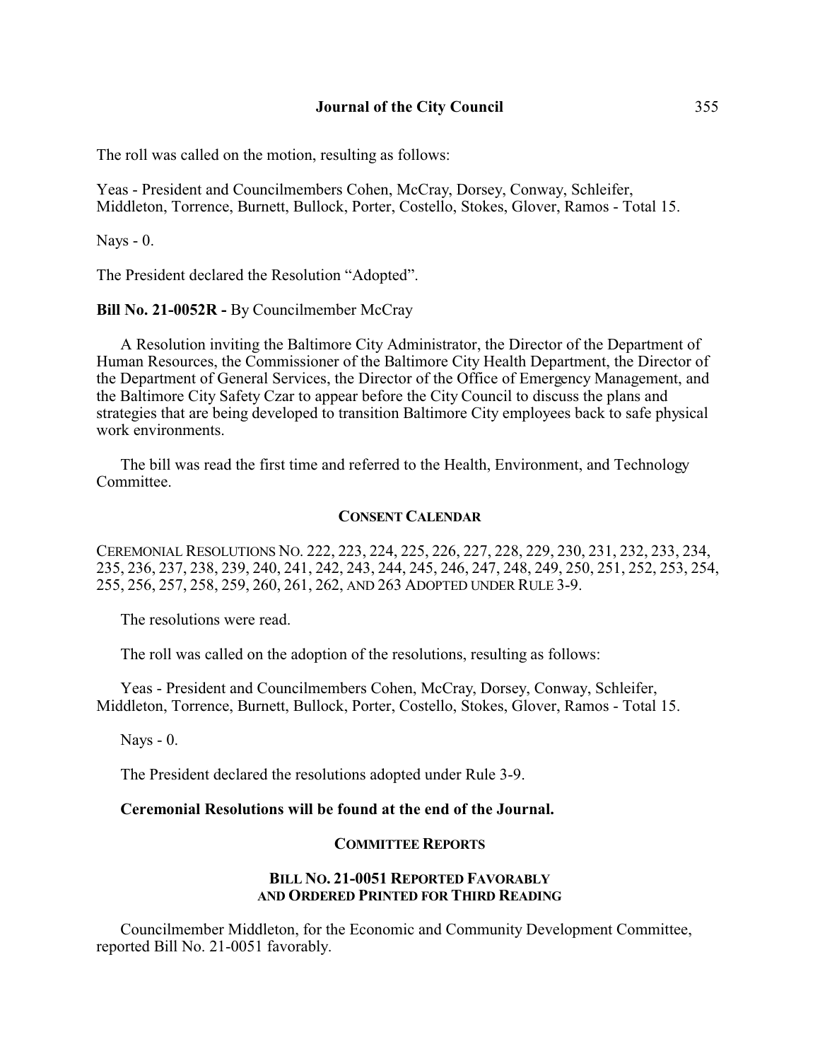The roll was called on the motion, resulting as follows:

Yeas - President and Councilmembers Cohen, McCray, Dorsey, Conway, Schleifer, Middleton, Torrence, Burnett, Bullock, Porter, Costello, Stokes, Glover, Ramos - Total 15.

Nays - 0.

The President declared the Resolution "Adopted".

**Bill No. 21-0052R -** By Councilmember McCray

A Resolution inviting the Baltimore City Administrator, the Director of the Department of Human Resources, the Commissioner of the Baltimore City Health Department, the Director of the Department of General Services, the Director of the Office of Emergency Management, and the Baltimore City Safety Czar to appear before the City Council to discuss the plans and strategies that are being developed to transition Baltimore City employees back to safe physical work environments.

The bill was read the first time and referred to the Health, Environment, and Technology Committee.

### CONSENT CALENDAR

CEREMONIAL RESOLUTIONS NO. 222, 223, 224, 225, 226, 227, 228, 229, 230, 231, 232, 233, 234, 235, 236, 237, 238, 239, 240, 241, 242, 243, 244, 245, 246, 247, 248, 249, 250, 251, 252, 253, 254, 255, 256, 257, 258, 259, 260, 261, 262, AND 263 ADOPTED UNDER RULE 3-9.

The resolutions were read.

The roll was called on the adoption of the resolutions, resulting as follows:

Yeas - President and Councilmembers Cohen, McCray, Dorsey, Conway, Schleifer, Middleton, Torrence, Burnett, Bullock, Porter, Costello, Stokes, Glover, Ramos - Total 15.

Nays - 0.

The President declared the resolutions adopted under Rule 3-9.

**Ceremonial Resolutions will be found at the end of the Journal.**

### COMMITTEE REPORTS

#### BILL NO. 21-0051 REPORTED FAVORABLY AND ORDERED PRINTED FOR THIRD READING

Councilmember Middleton, for the Economic and Community Development Committee, reported Bill No. 21-0051 favorably.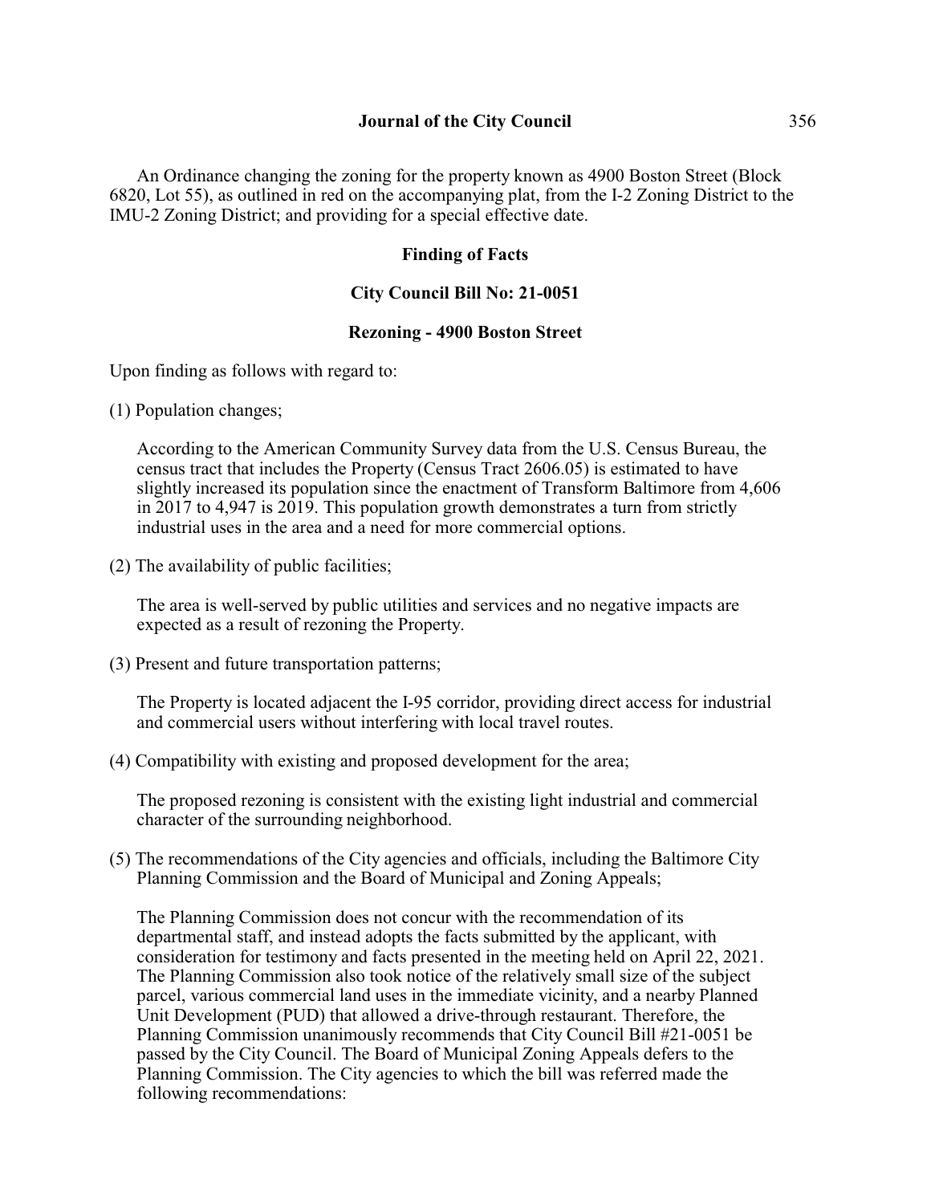An Ordinance changing the zoning for the property known as 4900 Boston Street (Block 6820, Lot 55), as outlined in red on the accompanying plat, from the I-2 Zoning District to the IMU-2 Zoning District; and providing for a special effective date.

**Finding of Facts**

**City Council Bill No: 21-0051**

**Rezoning - 4900 Boston Street**

Upon finding as follows with regard to:

(1) Population changes;

According to the American Community Survey data from the U.S. Census Bureau, the census tract that includes the Property (Census Tract 2606.05) is estimated to have slightly increased its population since the enactment of Transform Baltimore from 4,606 in 2017 to 4,947 is 2019. This population growth demonstrates a turn from strictly industrial uses in the area and a need for more commercial options.

(2) The availability of public facilities;

The area is well-served by public utilities and services and no negative impacts are expected as a result of rezoning the Property.

(3) Present and future transportation patterns;

The Property is located adjacent the I-95 corridor, providing direct access for industrial and commercial users without interfering with local travel routes.

(4) Compatibility with existing and proposed development for the area;

The proposed rezoning is consistent with the existing light industrial and commercial character of the surrounding neighborhood.

(5) The recommendations of the City agencies and officials, including the Baltimore City Planning Commission and the Board of Municipal and Zoning Appeals;

The Planning Commission does not concur with the recommendation of its departmental staff, and instead adopts the facts submitted by the applicant, with consideration for testimony and facts presented in the meeting held on April 22, 2021. The Planning Commission also took notice of the relatively small size of the subject parcel, various commercial land uses in the immediate vicinity, and a nearby Planned Unit Development (PUD) that allowed a drive-through restaurant. Therefore, the Planning Commission unanimously recommends that City Council Bill #21-0051 be passed by the City Council. The Board of Municipal Zoning Appeals defers to the Planning Commission. The City agencies to which the bill was referred made the following recommendations: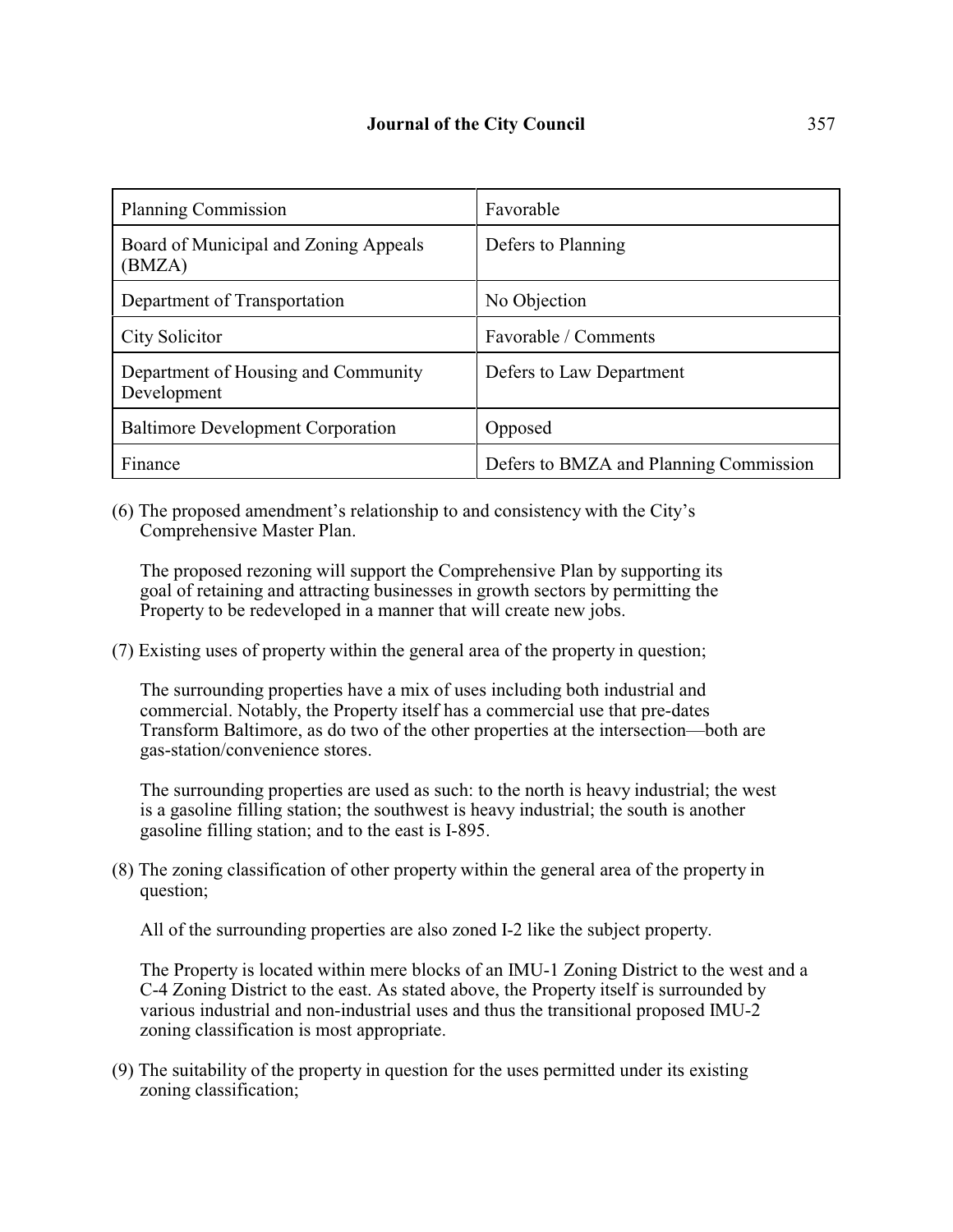| Planning Commission | Favorable |
|---|---|
| Board of Municipal and Zoning Appeals (BMZA) | Defers to Planning |
| Department of Transportation | No Objection |
| City Solicitor | Favorable / Comments |
| Department of Housing and Community Development | Defers to Law Department |
| Baltimore Development Corporation | Opposed |
| Finance | Defers to BMZA and Planning Commission |

(6) The proposed amendment's relationship to and consistency with the City's Comprehensive Master Plan.

The proposed rezoning will support the Comprehensive Plan by supporting its goal of retaining and attracting businesses in growth sectors by permitting the Property to be redeveloped in a manner that will create new jobs.

(7) Existing uses of property within the general area of the property in question;

The surrounding properties have a mix of uses including both industrial and commercial. Notably, the Property itself has a commercial use that pre-dates Transform Baltimore, as do two of the other properties at the intersection—both are gas-station/convenience stores.

The surrounding properties are used as such: to the north is heavy industrial; the west is a gasoline filling station; the southwest is heavy industrial; the south is another gasoline filling station; and to the east is I-895.

(8) The zoning classification of other property within the general area of the property in question;

All of the surrounding properties are also zoned I-2 like the subject property.

The Property is located within mere blocks of an IMU-1 Zoning District to the west and a C-4 Zoning District to the east. As stated above, the Property itself is surrounded by various industrial and non-industrial uses and thus the transitional proposed IMU-2 zoning classification is most appropriate.

(9) The suitability of the property in question for the uses permitted under its existing zoning classification;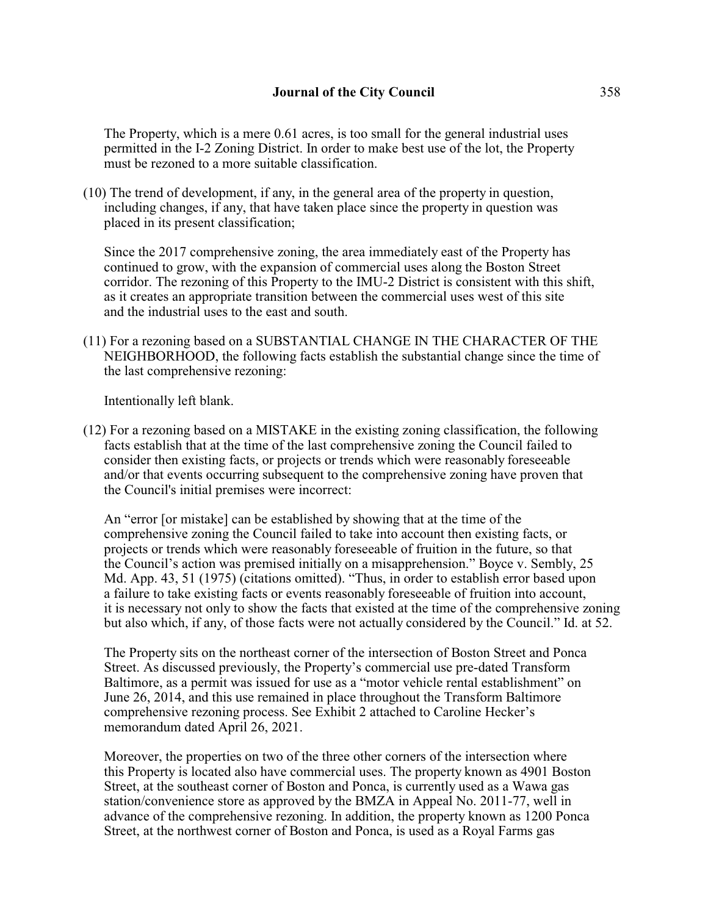The Property, which is a mere 0.61 acres, is too small for the general industrial uses permitted in the I-2 Zoning District. In order to make best use of the lot, the Property must be rezoned to a more suitable classification.

(10) The trend of development, if any, in the general area of the property in question, including changes, if any, that have taken place since the property in question was placed in its present classification;

Since the 2017 comprehensive zoning, the area immediately east of the Property has continued to grow, with the expansion of commercial uses along the Boston Street corridor. The rezoning of this Property to the IMU-2 District is consistent with this shift, as it creates an appropriate transition between the commercial uses west of this site and the industrial uses to the east and south.

(11) For a rezoning based on a SUBSTANTIAL CHANGE IN THE CHARACTER OF THE NEIGHBORHOOD, the following facts establish the substantial change since the time of the last comprehensive rezoning:

Intentionally left blank.

(12) For a rezoning based on a MISTAKE in the existing zoning classification, the following facts establish that at the time of the last comprehensive zoning the Council failed to consider then existing facts, or projects or trends which were reasonably foreseeable and/or that events occurring subsequent to the comprehensive zoning have proven that the Council's initial premises were incorrect:

An "error [or mistake] can be established by showing that at the time of the comprehensive zoning the Council failed to take into account then existing facts, or projects or trends which were reasonably foreseeable of fruition in the future, so that the Council's action was premised initially on a misapprehension." Boyce v. Sembly, 25 Md. App. 43, 51 (1975) (citations omitted). "Thus, in order to establish error based upon a failure to take existing facts or events reasonably foreseeable of fruition into account, it is necessary not only to show the facts that existed at the time of the comprehensive zoning but also which, if any, of those facts were not actually considered by the Council." Id. at 52.

The Property sits on the northeast corner of the intersection of Boston Street and Ponca Street. As discussed previously, the Property's commercial use pre-dated Transform Baltimore, as a permit was issued for use as a "motor vehicle rental establishment" on June 26, 2014, and this use remained in place throughout the Transform Baltimore comprehensive rezoning process. See Exhibit 2 attached to Caroline Hecker's memorandum dated April 26, 2021.

Moreover, the properties on two of the three other corners of the intersection where this Property is located also have commercial uses. The property known as 4901 Boston Street, at the southeast corner of Boston and Ponca, is currently used as a Wawa gas station/convenience store as approved by the BMZA in Appeal No. 2011-77, well in advance of the comprehensive rezoning. In addition, the property known as 1200 Ponca Street, at the northwest corner of Boston and Ponca, is used as a Royal Farms gas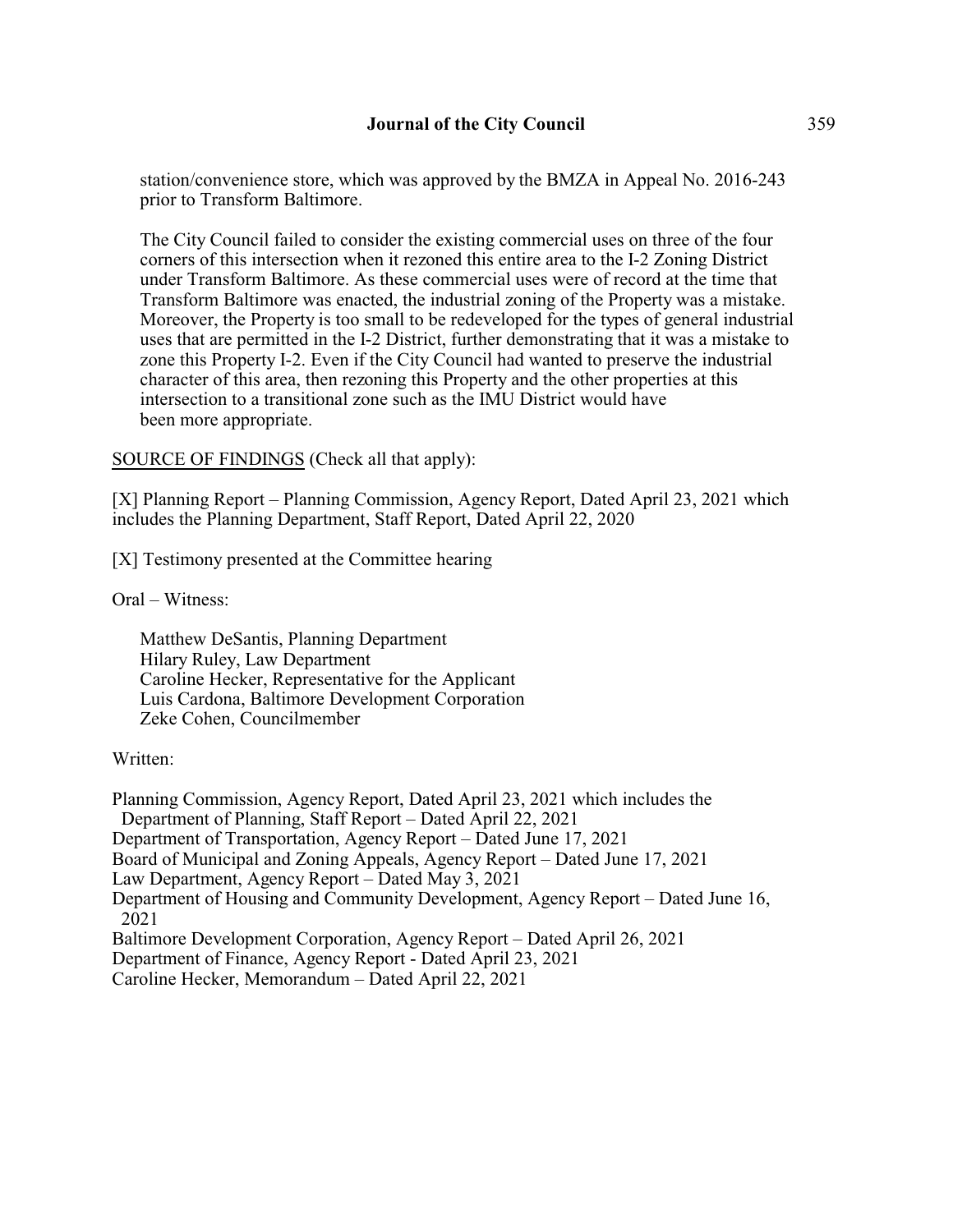station/convenience store, which was approved by the BMZA in Appeal No. 2016-243 prior to Transform Baltimore.

The City Council failed to consider the existing commercial uses on three of the four corners of this intersection when it rezoned this entire area to the I-2 Zoning District under Transform Baltimore. As these commercial uses were of record at the time that Transform Baltimore was enacted, the industrial zoning of the Property was a mistake. Moreover, the Property is too small to be redeveloped for the types of general industrial uses that are permitted in the I-2 District, further demonstrating that it was a mistake to zone this Property I-2. Even if the City Council had wanted to preserve the industrial character of this area, then rezoning this Property and the other properties at this intersection to a transitional zone such as the IMU District would have been more appropriate.

<u>SOURCE OF FINDINGS</u> (Check all that apply):

[X] Planning Report – Planning Commission, Agency Report, Dated April 23, 2021 which includes the Planning Department, Staff Report, Dated April 22, 2020

[X] Testimony presented at the Committee hearing

Oral – Witness:

Matthew DeSantis, Planning Department
Hilary Ruley, Law Department
Caroline Hecker, Representative for the Applicant
Luis Cardona, Baltimore Development Corporation
Zeke Cohen, Councilmember

Written:

Planning Commission, Agency Report, Dated April 23, 2021 which includes the Department of Planning, Staff Report – Dated April 22, 2021
Department of Transportation, Agency Report – Dated June 17, 2021
Board of Municipal and Zoning Appeals, Agency Report – Dated June 17, 2021
Law Department, Agency Report – Dated May 3, 2021
Department of Housing and Community Development, Agency Report – Dated June 16, 2021
Baltimore Development Corporation, Agency Report – Dated April 26, 2021
Department of Finance, Agency Report - Dated April 23, 2021
Caroline Hecker, Memorandum – Dated April 22, 2021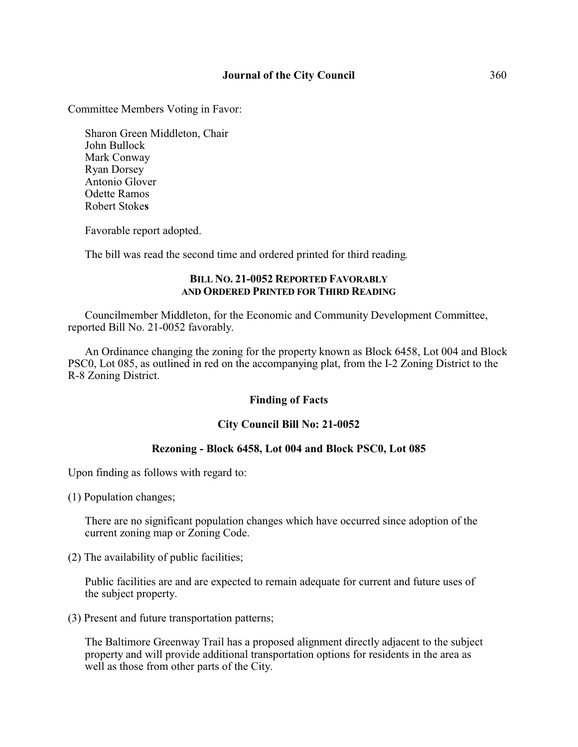Committee Members Voting in Favor:

Sharon Green Middleton, Chair
John Bullock
Mark Conway
Ryan Dorsey
Antonio Glover
Odette Ramos
Robert Stokes

Favorable report adopted.

The bill was read the second time and ordered printed for third reading.

### BILL NO. 21-0052 REPORTED FAVORABLY AND ORDERED PRINTED FOR THIRD READING

Councilmember Middleton, for the Economic and Community Development Committee, reported Bill No. 21-0052 favorably.

An Ordinance changing the zoning for the property known as Block 6458, Lot 004 and Block PSC0, Lot 085, as outlined in red on the accompanying plat, from the I-2 Zoning District to the R-8 Zoning District.

### Finding of Facts

### City Council Bill No: 21-0052

### Rezoning - Block 6458, Lot 004 and Block PSC0, Lot 085

Upon finding as follows with regard to:

(1) Population changes;

There are no significant population changes which have occurred since adoption of the current zoning map or Zoning Code.

(2) The availability of public facilities;

Public facilities are and are expected to remain adequate for current and future uses of the subject property.

(3) Present and future transportation patterns;

The Baltimore Greenway Trail has a proposed alignment directly adjacent to the subject property and will provide additional transportation options for residents in the area as well as those from other parts of the City.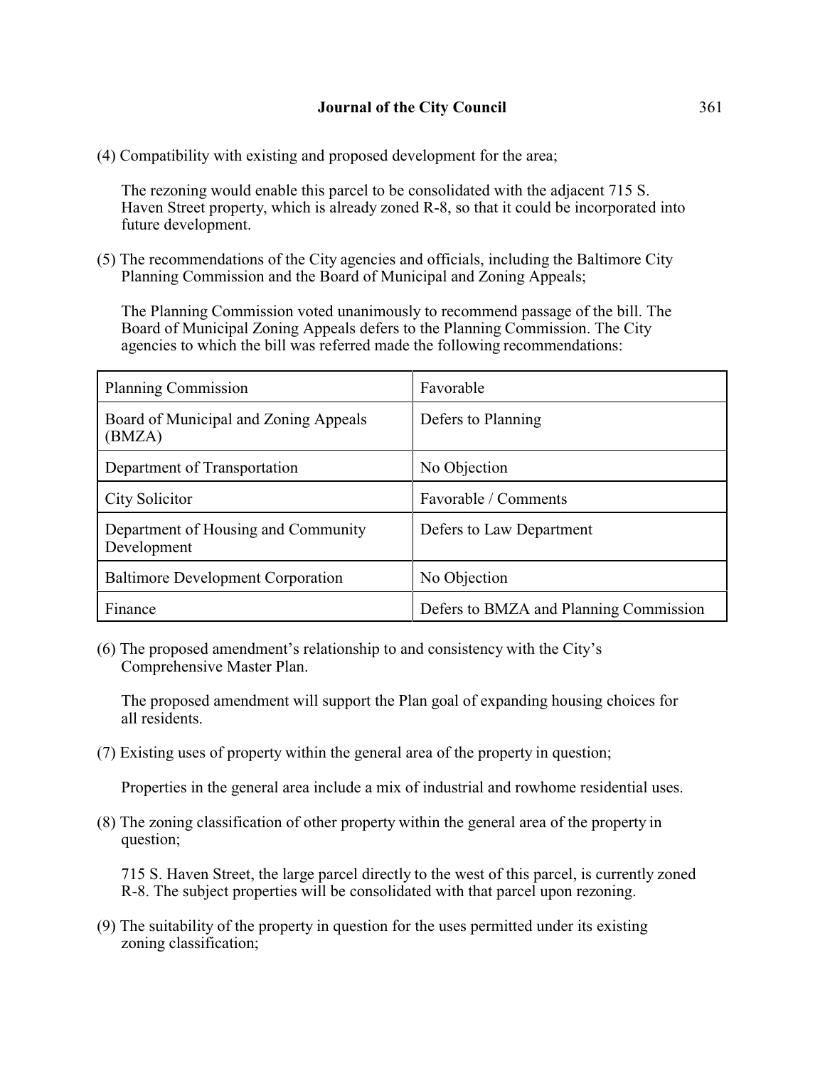(4) Compatibility with existing and proposed development for the area;

The rezoning would enable this parcel to be consolidated with the adjacent 715 S. Haven Street property, which is already zoned R-8, so that it could be incorporated into future development.

(5) The recommendations of the City agencies and officials, including the Baltimore City Planning Commission and the Board of Municipal and Zoning Appeals;

The Planning Commission voted unanimously to recommend passage of the bill. The Board of Municipal Zoning Appeals defers to the Planning Commission. The City agencies to which the bill was referred made the following recommendations:

| Planning Commission | Favorable |
|---|---|
| Board of Municipal and Zoning Appeals (BMZA) | Defers to Planning |
| Department of Transportation | No Objection |
| City Solicitor | Favorable / Comments |
| Department of Housing and Community Development | Defers to Law Department |
| Baltimore Development Corporation | No Objection |
| Finance | Defers to BMZA and Planning Commission |

(6) The proposed amendment's relationship to and consistency with the City's Comprehensive Master Plan.

The proposed amendment will support the Plan goal of expanding housing choices for all residents.

(7) Existing uses of property within the general area of the property in question;

Properties in the general area include a mix of industrial and rowhome residential uses.

(8) The zoning classification of other property within the general area of the property in question;

715 S. Haven Street, the large parcel directly to the west of this parcel, is currently zoned R-8. The subject properties will be consolidated with that parcel upon rezoning.

(9) The suitability of the property in question for the uses permitted under its existing zoning classification;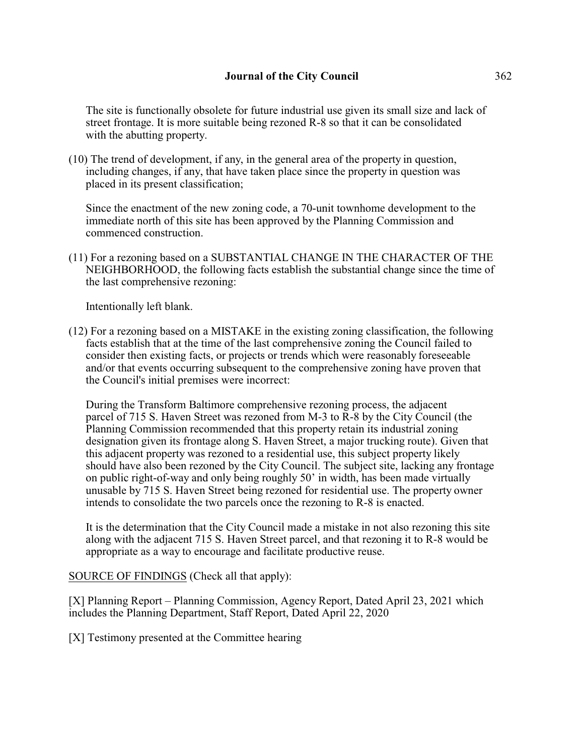The site is functionally obsolete for future industrial use given its small size and lack of street frontage. It is more suitable being rezoned R-8 so that it can be consolidated with the abutting property.

(10) The trend of development, if any, in the general area of the property in question, including changes, if any, that have taken place since the property in question was placed in its present classification;

Since the enactment of the new zoning code, a 70-unit townhome development to the immediate north of this site has been approved by the Planning Commission and commenced construction.

(11) For a rezoning based on a SUBSTANTIAL CHANGE IN THE CHARACTER OF THE NEIGHBORHOOD, the following facts establish the substantial change since the time of the last comprehensive rezoning:

Intentionally left blank.

(12) For a rezoning based on a MISTAKE in the existing zoning classification, the following facts establish that at the time of the last comprehensive zoning the Council failed to consider then existing facts, or projects or trends which were reasonably foreseeable and/or that events occurring subsequent to the comprehensive zoning have proven that the Council's initial premises were incorrect:

During the Transform Baltimore comprehensive rezoning process, the adjacent parcel of 715 S. Haven Street was rezoned from M-3 to R-8 by the City Council (the Planning Commission recommended that this property retain its industrial zoning designation given its frontage along S. Haven Street, a major trucking route). Given that this adjacent property was rezoned to a residential use, this subject property likely should have also been rezoned by the City Council. The subject site, lacking any frontage on public right-of-way and only being roughly 50' in width, has been made virtually unusable by 715 S. Haven Street being rezoned for residential use. The property owner intends to consolidate the two parcels once the rezoning to R-8 is enacted.

It is the determination that the City Council made a mistake in not also rezoning this site along with the adjacent 715 S. Haven Street parcel, and that rezoning it to R-8 would be appropriate as a way to encourage and facilitate productive reuse.

<u>SOURCE OF FINDINGS</u> (Check all that apply):

[X] Planning Report – Planning Commission, Agency Report, Dated April 23, 2021 which includes the Planning Department, Staff Report, Dated April 22, 2020

[X] Testimony presented at the Committee hearing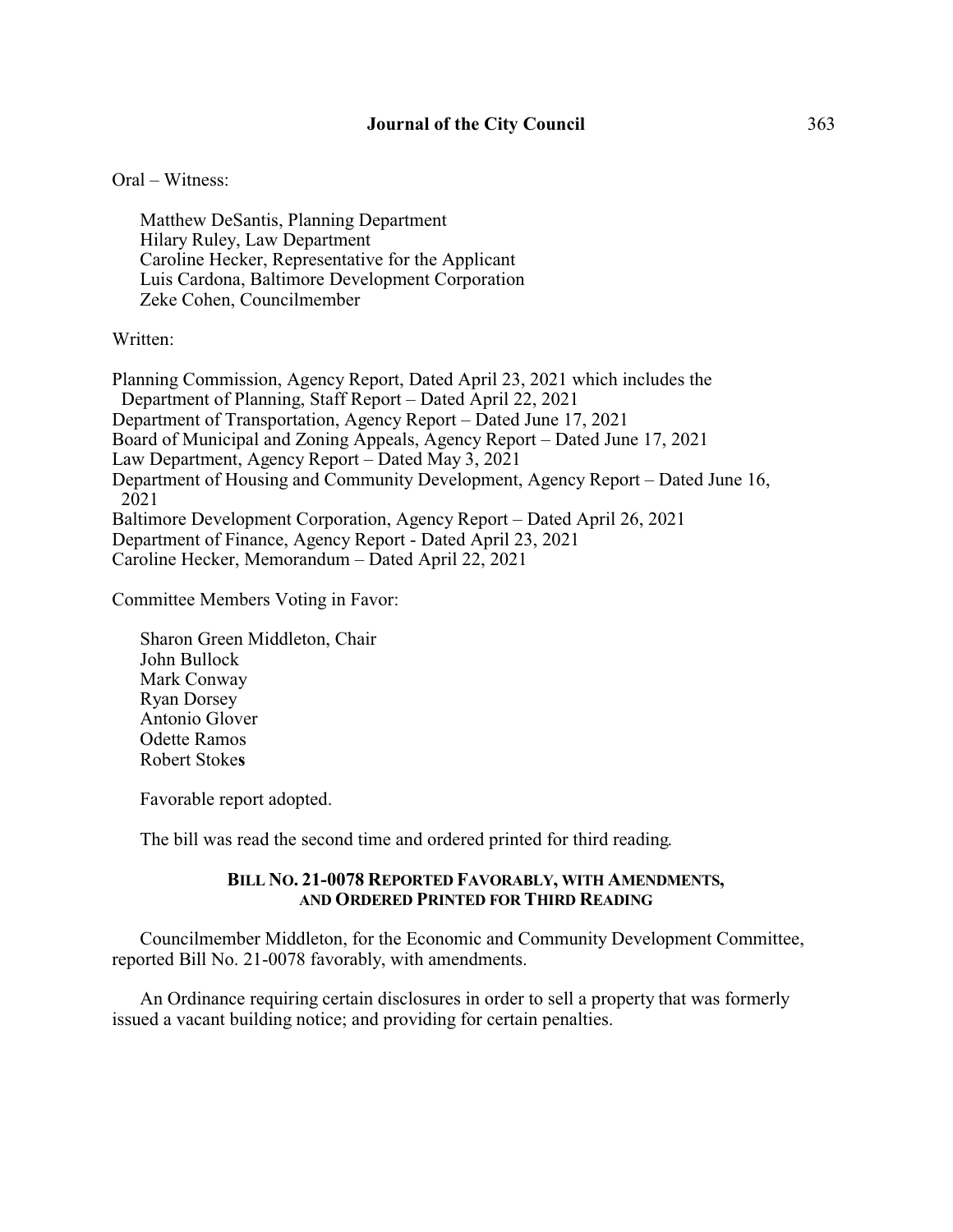Oral – Witness:

Matthew DeSantis, Planning Department
Hilary Ruley, Law Department
Caroline Hecker, Representative for the Applicant
Luis Cardona, Baltimore Development Corporation
Zeke Cohen, Councilmember

Written:

Planning Commission, Agency Report, Dated April 23, 2021 which includes the Department of Planning, Staff Report – Dated April 22, 2021
Department of Transportation, Agency Report – Dated June 17, 2021
Board of Municipal and Zoning Appeals, Agency Report – Dated June 17, 2021
Law Department, Agency Report – Dated May 3, 2021
Department of Housing and Community Development, Agency Report – Dated June 16, 2021
Baltimore Development Corporation, Agency Report – Dated April 26, 2021
Department of Finance, Agency Report - Dated April 23, 2021
Caroline Hecker, Memorandum – Dated April 22, 2021

Committee Members Voting in Favor:

Sharon Green Middleton, Chair
John Bullock
Mark Conway
Ryan Dorsey
Antonio Glover
Odette Ramos
Robert Stokes

Favorable report adopted.

The bill was read the second time and ordered printed for third reading.

#### BILL NO. 21-0078 REPORTED FAVORABLY, WITH AMENDMENTS, AND ORDERED PRINTED FOR THIRD READING

Councilmember Middleton, for the Economic and Community Development Committee, reported Bill No. 21-0078 favorably, with amendments.

An Ordinance requiring certain disclosures in order to sell a property that was formerly issued a vacant building notice; and providing for certain penalties.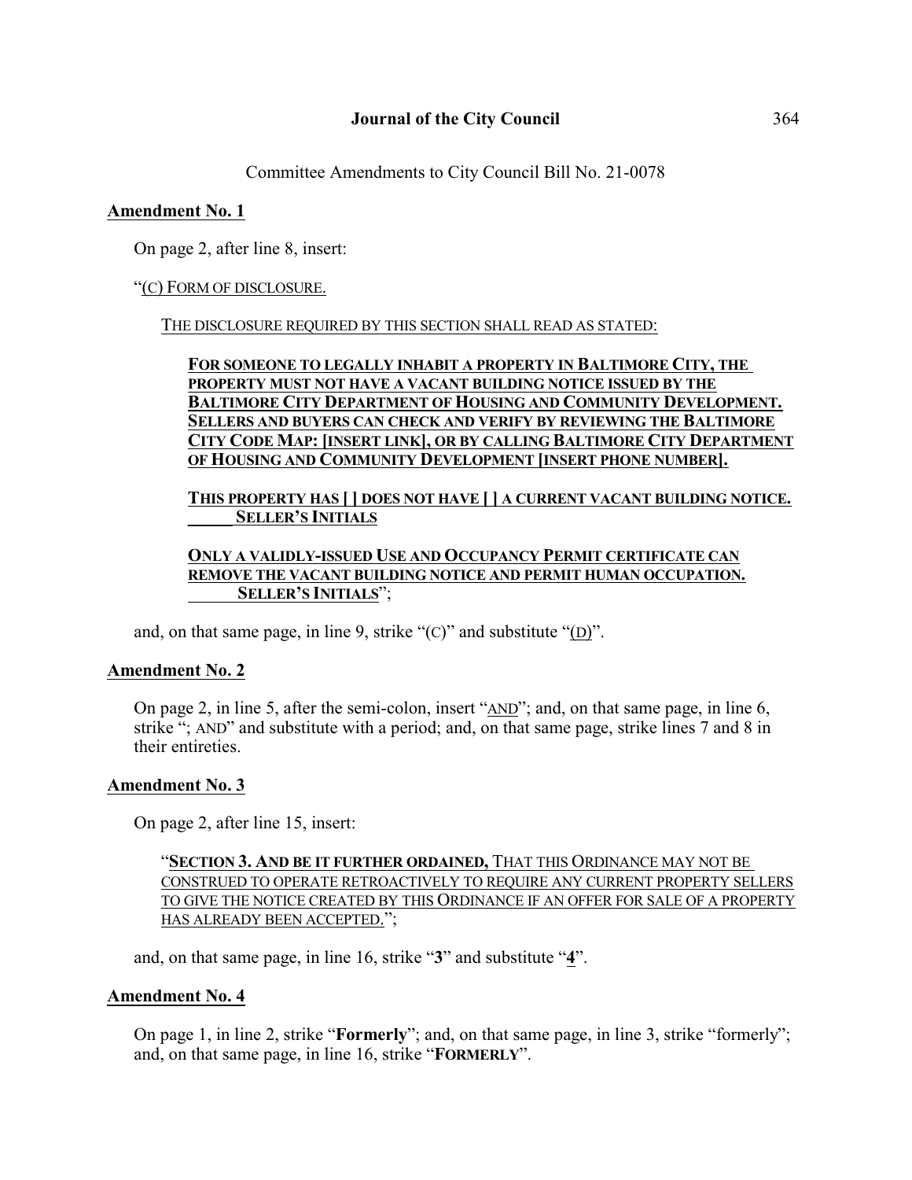Committee Amendments to City Council Bill No. 21-0078

## Amendment No. 1

On page 2, after line 8, insert:

"(C) FORM OF DISCLOSURE.

THE DISCLOSURE REQUIRED BY THIS SECTION SHALL READ AS STATED:

> **FOR SOMEONE TO LEGALLY INHABIT A PROPERTY IN BALTIMORE CITY, THE PROPERTY MUST NOT HAVE A VACANT BUILDING NOTICE ISSUED BY THE BALTIMORE CITY DEPARTMENT OF HOUSING AND COMMUNITY DEVELOPMENT. SELLERS AND BUYERS CAN CHECK AND VERIFY BY REVIEWING THE BALTIMORE CITY CODE MAP: [INSERT LINK], OR BY CALLING BALTIMORE CITY DEPARTMENT OF HOUSING AND COMMUNITY DEVELOPMENT [INSERT PHONE NUMBER].**
>
> **THIS PROPERTY HAS [ ] DOES NOT HAVE [ ] A CURRENT VACANT BUILDING NOTICE.**
> **\_\_\_\_\_ SELLER'S INITIALS**
>
> **ONLY A VALIDLY-ISSUED USE AND OCCUPANCY PERMIT CERTIFICATE CAN REMOVE THE VACANT BUILDING NOTICE AND PERMIT HUMAN OCCUPATION.**
> **\_\_\_\_\_ SELLER'S INITIALS**";

and, on that same page, in line 9, strike "(C)" and substitute "(D)".

## Amendment No. 2

On page 2, in line 5, after the semi-colon, insert "AND"; and, on that same page, in line 6, strike "; AND" and substitute with a period; and, on that same page, strike lines 7 and 8 in their entireties.

## Amendment No. 3

On page 2, after line 15, insert:

> "**SECTION 3. AND BE IT FURTHER ORDAINED,** THAT THIS ORDINANCE MAY NOT BE CONSTRUED TO OPERATE RETROACTIVELY TO REQUIRE ANY CURRENT PROPERTY SELLERS TO GIVE THE NOTICE CREATED BY THIS ORDINANCE IF AN OFFER FOR SALE OF A PROPERTY HAS ALREADY BEEN ACCEPTED.";

and, on that same page, in line 16, strike "**3**" and substitute "**4**".

## Amendment No. 4

On page 1, in line 2, strike "**Formerly**"; and, on that same page, in line 3, strike "formerly"; and, on that same page, in line 16, strike "**FORMERLY**".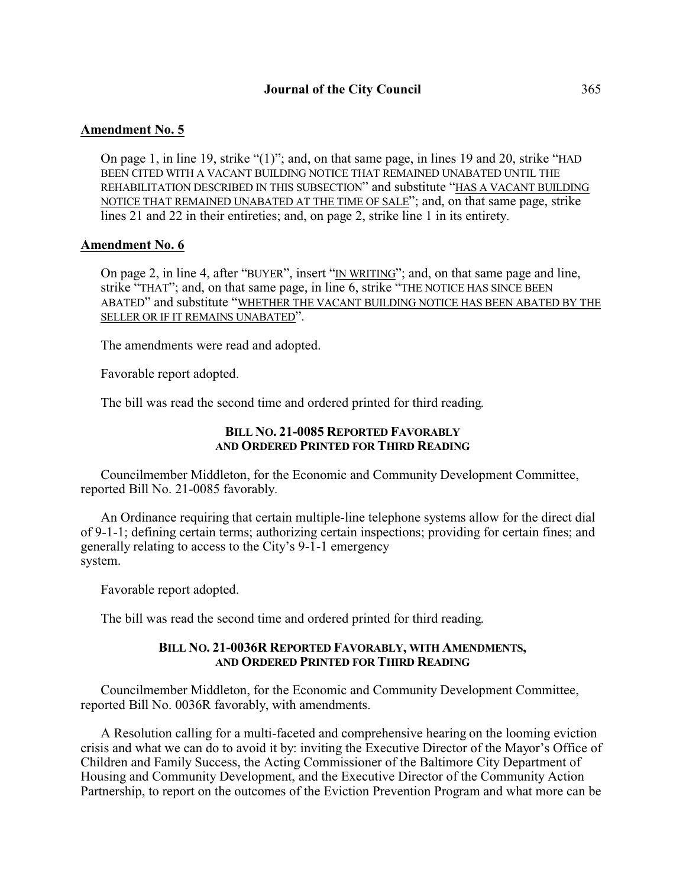**Amendment No. 5**

On page 1, in line 19, strike "(1)"; and, on that same page, in lines 19 and 20, strike "HAD BEEN CITED WITH A VACANT BUILDING NOTICE THAT REMAINED UNABATED UNTIL THE REHABILITATION DESCRIBED IN THIS SUBSECTION" and substitute "HAS A VACANT BUILDING NOTICE THAT REMAINED UNABATED AT THE TIME OF SALE"; and, on that same page, strike lines 21 and 22 in their entireties; and, on page 2, strike line 1 in its entirety.

**Amendment No. 6**

On page 2, in line 4, after "BUYER", insert "IN WRITING"; and, on that same page and line, strike "THAT"; and, on that same page, in line 6, strike "THE NOTICE HAS SINCE BEEN ABATED" and substitute "WHETHER THE VACANT BUILDING NOTICE HAS BEEN ABATED BY THE SELLER OR IF IT REMAINS UNABATED".

The amendments were read and adopted.

Favorable report adopted.

The bill was read the second time and ordered printed for third reading.

**BILL NO. 21-0085 REPORTED FAVORABLY AND ORDERED PRINTED FOR THIRD READING**

Councilmember Middleton, for the Economic and Community Development Committee, reported Bill No. 21-0085 favorably.

An Ordinance requiring that certain multiple-line telephone systems allow for the direct dial of 9-1-1; defining certain terms; authorizing certain inspections; providing for certain fines; and generally relating to access to the City's 9-1-1 emergency system.

Favorable report adopted.

The bill was read the second time and ordered printed for third reading.

**BILL NO. 21-0036R REPORTED FAVORABLY, WITH AMENDMENTS, AND ORDERED PRINTED FOR THIRD READING**

Councilmember Middleton, for the Economic and Community Development Committee, reported Bill No. 0036R favorably, with amendments.

A Resolution calling for a multi-faceted and comprehensive hearing on the looming eviction crisis and what we can do to avoid it by: inviting the Executive Director of the Mayor's Office of Children and Family Success, the Acting Commissioner of the Baltimore City Department of Housing and Community Development, and the Executive Director of the Community Action Partnership, to report on the outcomes of the Eviction Prevention Program and what more can be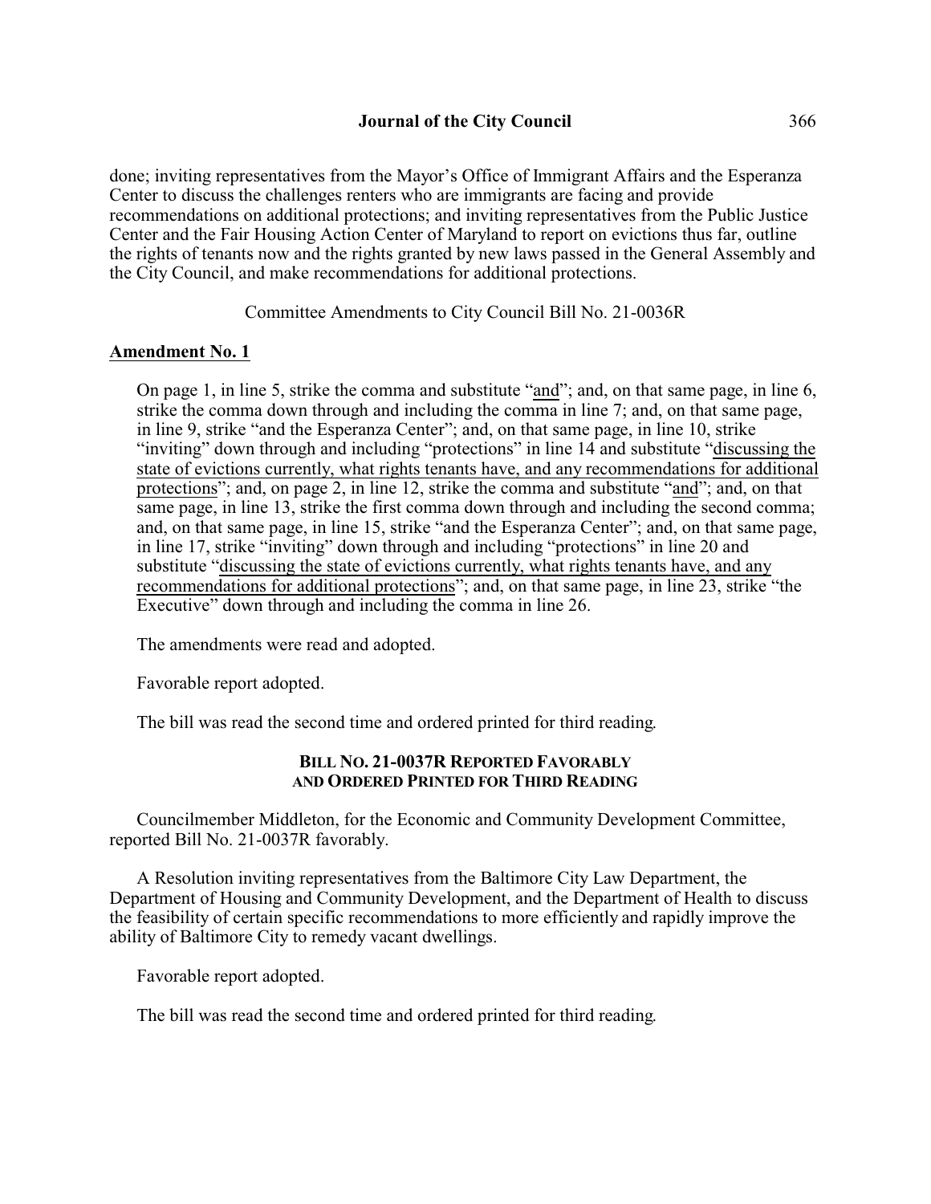done; inviting representatives from the Mayor's Office of Immigrant Affairs and the Esperanza Center to discuss the challenges renters who are immigrants are facing and provide recommendations on additional protections; and inviting representatives from the Public Justice Center and the Fair Housing Action Center of Maryland to report on evictions thus far, outline the rights of tenants now and the rights granted by new laws passed in the General Assembly and the City Council, and make recommendations for additional protections.

Committee Amendments to City Council Bill No. 21-0036R

**Amendment No. 1**

On page 1, in line 5, strike the comma and substitute "and"; and, on that same page, in line 6, strike the comma down through and including the comma in line 7; and, on that same page, in line 9, strike "and the Esperanza Center"; and, on that same page, in line 10, strike "inviting" down through and including "protections" in line 14 and substitute "discussing the state of evictions currently, what rights tenants have, and any recommendations for additional protections"; and, on page 2, in line 12, strike the comma and substitute "and"; and, on that same page, in line 13, strike the first comma down through and including the second comma; and, on that same page, in line 15, strike "and the Esperanza Center"; and, on that same page, in line 17, strike "inviting" down through and including "protections" in line 20 and substitute "discussing the state of evictions currently, what rights tenants have, and any recommendations for additional protections"; and, on that same page, in line 23, strike "the Executive" down through and including the comma in line 26.

The amendments were read and adopted.

Favorable report adopted.

The bill was read the second time and ordered printed for third reading.

**BILL NO. 21-0037R REPORTED FAVORABLY AND ORDERED PRINTED FOR THIRD READING**

Councilmember Middleton, for the Economic and Community Development Committee, reported Bill No. 21-0037R favorably.

A Resolution inviting representatives from the Baltimore City Law Department, the Department of Housing and Community Development, and the Department of Health to discuss the feasibility of certain specific recommendations to more efficiently and rapidly improve the ability of Baltimore City to remedy vacant dwellings.

Favorable report adopted.

The bill was read the second time and ordered printed for third reading.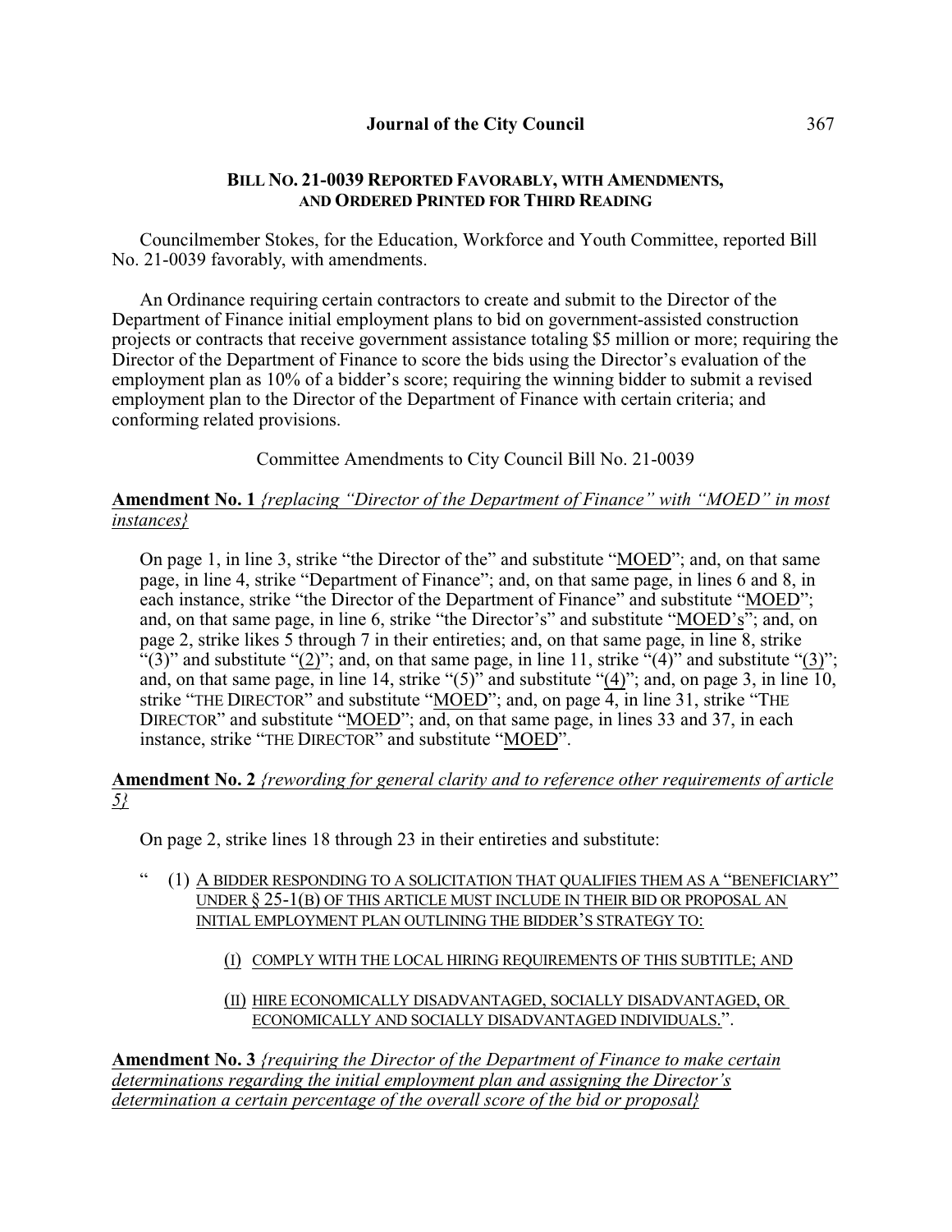## BILL NO. 21-0039 REPORTED FAVORABLY, WITH AMENDMENTS, AND ORDERED PRINTED FOR THIRD READING

Councilmember Stokes, for the Education, Workforce and Youth Committee, reported Bill No. 21-0039 favorably, with amendments.

An Ordinance requiring certain contractors to create and submit to the Director of the Department of Finance initial employment plans to bid on government-assisted construction projects or contracts that receive government assistance totaling $5 million or more; requiring the Director of the Department of Finance to score the bids using the Director's evaluation of the employment plan as 10% of a bidder's score; requiring the winning bidder to submit a revised employment plan to the Director of the Department of Finance with certain criteria; and conforming related provisions.

Committee Amendments to City Council Bill No. 21-0039

**Amendment No. 1** *{replacing "Director of the Department of Finance" with "MOED" in most instances}*

On page 1, in line 3, strike "the Director of the" and substitute "MOED"; and, on that same page, in line 4, strike "Department of Finance"; and, on that same page, in lines 6 and 8, in each instance, strike "the Director of the Department of Finance" and substitute "MOED"; and, on that same page, in line 6, strike "the Director's" and substitute "MOED's"; and, on page 2, strike likes 5 through 7 in their entireties; and, on that same page, in line 8, strike "(3)" and substitute "(2)"; and, on that same page, in line 11, strike "(4)" and substitute "(3)"; and, on that same page, in line 14, strike "(5)" and substitute "(4)"; and, on page 3, in line 10, strike "THE DIRECTOR" and substitute "MOED"; and, on page 4, in line 31, strike "THE DIRECTOR" and substitute "MOED"; and, on that same page, in lines 33 and 37, in each instance, strike "THE DIRECTOR" and substitute "MOED".

**Amendment No. 2** *{rewording for general clarity and to reference other requirements of article 5}*

On page 2, strike lines 18 through 23 in their entireties and substitute:

" (1) A BIDDER RESPONDING TO A SOLICITATION THAT QUALIFIES THEM AS A "BENEFICIARY" UNDER § 25-1(B) OF THIS ARTICLE MUST INCLUDE IN THEIR BID OR PROPOSAL AN INITIAL EMPLOYMENT PLAN OUTLINING THE BIDDER'S STRATEGY TO:

(I) COMPLY WITH THE LOCAL HIRING REQUIREMENTS OF THIS SUBTITLE; AND

(II) HIRE ECONOMICALLY DISADVANTAGED, SOCIALLY DISADVANTAGED, OR ECONOMICALLY AND SOCIALLY DISADVANTAGED INDIVIDUALS.".

**Amendment No. 3** *{requiring the Director of the Department of Finance to make certain determinations regarding the initial employment plan and assigning the Director's determination a certain percentage of the overall score of the bid or proposal}*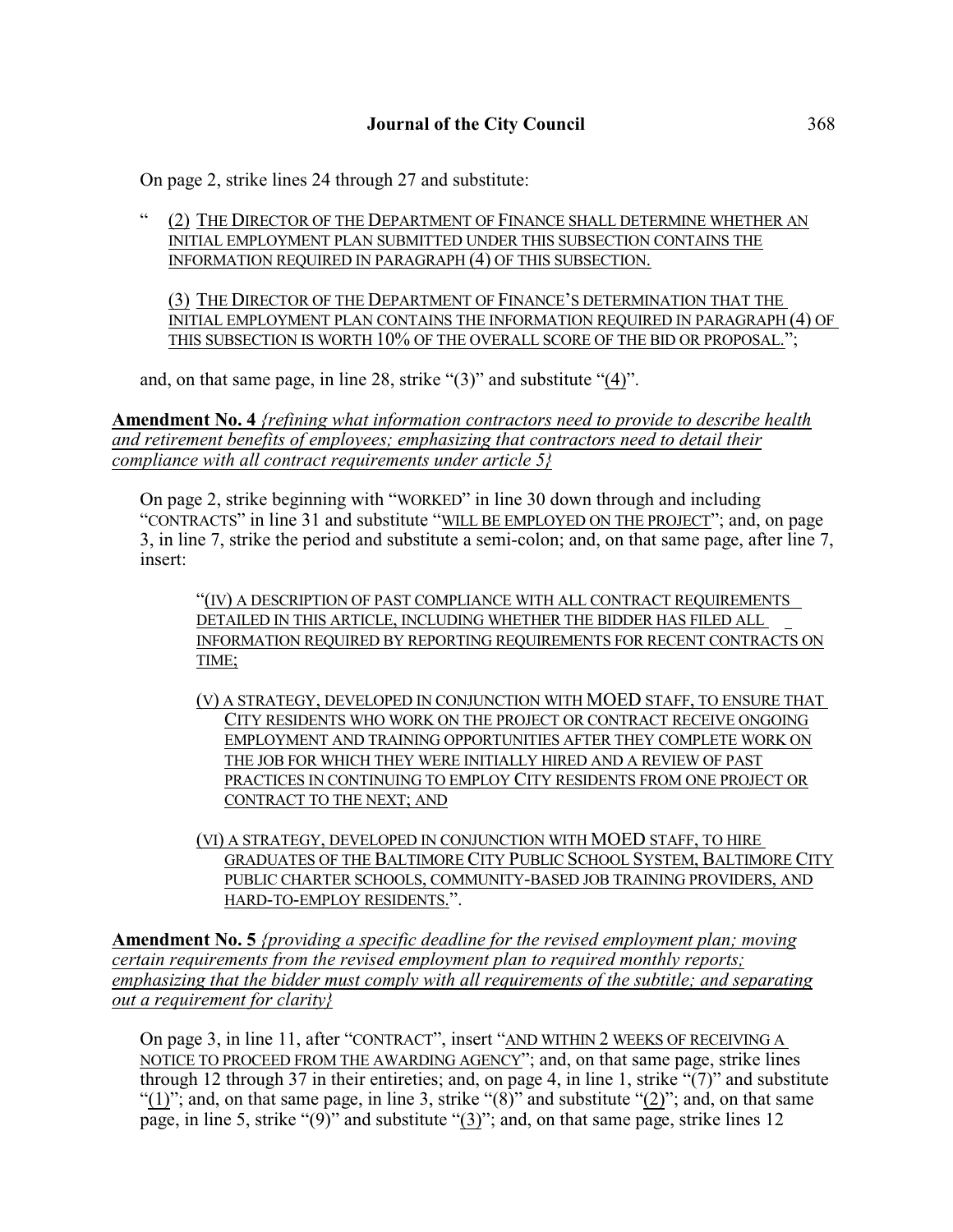On page 2, strike lines 24 through 27 and substitute:

"  (2) THE DIRECTOR OF THE DEPARTMENT OF FINANCE SHALL DETERMINE WHETHER AN INITIAL EMPLOYMENT PLAN SUBMITTED UNDER THIS SUBSECTION CONTAINS THE INFORMATION REQUIRED IN PARAGRAPH (4) OF THIS SUBSECTION.

(3) THE DIRECTOR OF THE DEPARTMENT OF FINANCE'S DETERMINATION THAT THE INITIAL EMPLOYMENT PLAN CONTAINS THE INFORMATION REQUIRED IN PARAGRAPH (4) OF THIS SUBSECTION IS WORTH 10% OF THE OVERALL SCORE OF THE BID OR PROPOSAL.";

and, on that same page, in line 28, strike "(3)" and substitute "(4)".

**Amendment No. 4** *{refining what information contractors need to provide to describe health and retirement benefits of employees; emphasizing that contractors need to detail their compliance with all contract requirements under article 5}*

On page 2, strike beginning with "WORKED" in line 30 down through and including "CONTRACTS" in line 31 and substitute "WILL BE EMPLOYED ON THE PROJECT"; and, on page 3, in line 7, strike the period and substitute a semi-colon; and, on that same page, after line 7, insert:

"(IV) A DESCRIPTION OF PAST COMPLIANCE WITH ALL CONTRACT REQUIREMENTS DETAILED IN THIS ARTICLE, INCLUDING WHETHER THE BIDDER HAS FILED ALL INFORMATION REQUIRED BY REPORTING REQUIREMENTS FOR RECENT CONTRACTS ON TIME;

(V) A STRATEGY, DEVELOPED IN CONJUNCTION WITH MOED STAFF, TO ENSURE THAT CITY RESIDENTS WHO WORK ON THE PROJECT OR CONTRACT RECEIVE ONGOING EMPLOYMENT AND TRAINING OPPORTUNITIES AFTER THEY COMPLETE WORK ON THE JOB FOR WHICH THEY WERE INITIALLY HIRED AND A REVIEW OF PAST PRACTICES IN CONTINUING TO EMPLOY CITY RESIDENTS FROM ONE PROJECT OR CONTRACT TO THE NEXT; AND

(VI) A STRATEGY, DEVELOPED IN CONJUNCTION WITH MOED STAFF, TO HIRE GRADUATES OF THE BALTIMORE CITY PUBLIC SCHOOL SYSTEM, BALTIMORE CITY PUBLIC CHARTER SCHOOLS, COMMUNITY-BASED JOB TRAINING PROVIDERS, AND HARD-TO-EMPLOY RESIDENTS.".

**Amendment No. 5** *{providing a specific deadline for the revised employment plan; moving certain requirements from the revised employment plan to required monthly reports; emphasizing that the bidder must comply with all requirements of the subtitle; and separating out a requirement for clarity}*

On page 3, in line 11, after "CONTRACT", insert "AND WITHIN 2 WEEKS OF RECEIVING A NOTICE TO PROCEED FROM THE AWARDING AGENCY"; and, on that same page, strike lines through 12 through 37 in their entireties; and, on page 4, in line 1, strike "(7)" and substitute "(1)"; and, on that same page, in line 3, strike "(8)" and substitute "(2)"; and, on that same page, in line 5, strike "(9)" and substitute "(3)"; and, on that same page, strike lines 12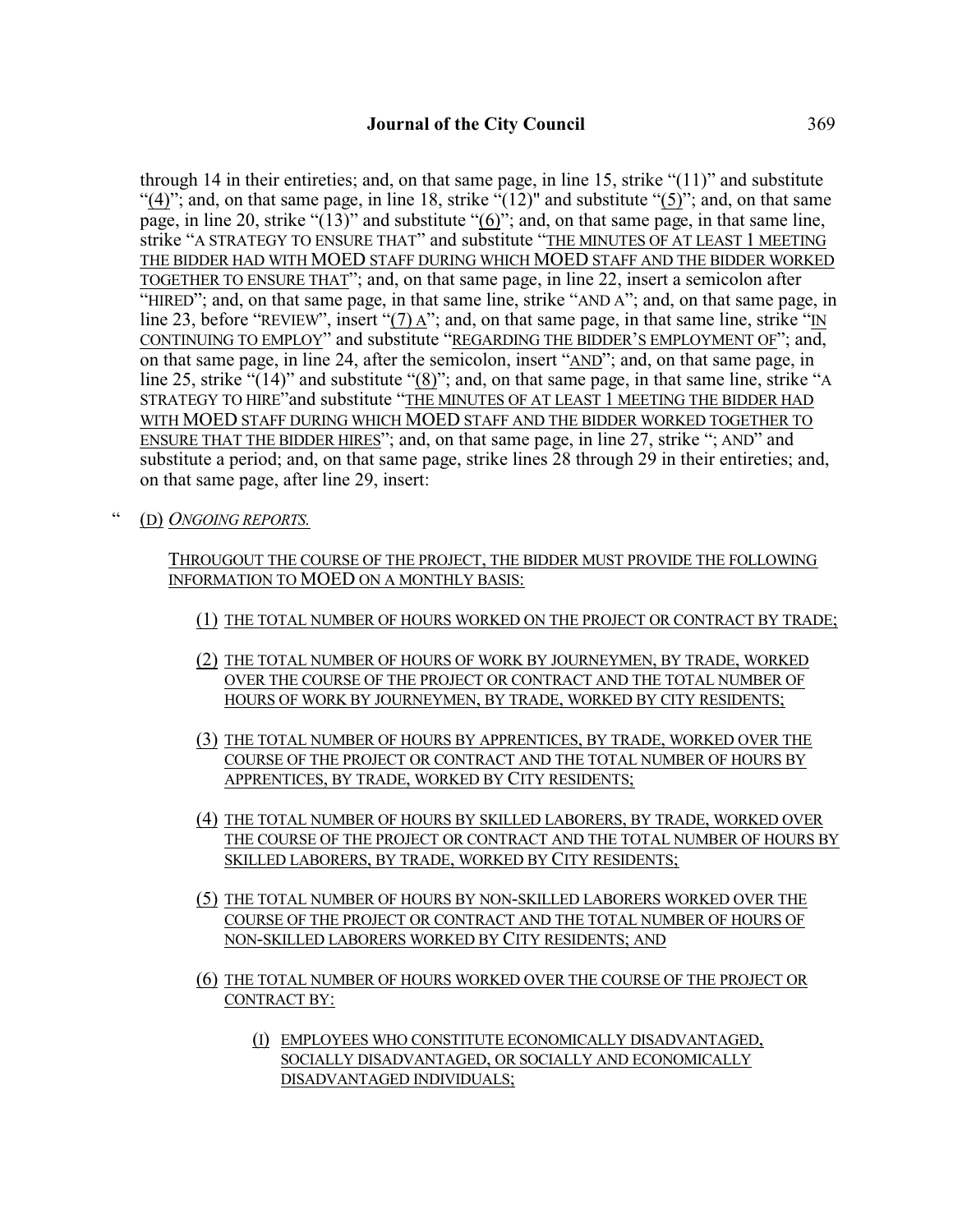through 14 in their entireties; and, on that same page, in line 15, strike "(11)" and substitute "(4)"; and, on that same page, in line 18, strike "(12)" and substitute "(5)"; and, on that same page, in line 20, strike "(13)" and substitute "(6)"; and, on that same page, in that same line, strike "A STRATEGY TO ENSURE THAT" and substitute "THE MINUTES OF AT LEAST 1 MEETING THE BIDDER HAD WITH MOED STAFF DURING WHICH MOED STAFF AND THE BIDDER WORKED TOGETHER TO ENSURE THAT"; and, on that same page, in line 22, insert a semicolon after "HIRED"; and, on that same page, in that same line, strike "AND A"; and, on that same page, in line 23, before "REVIEW", insert "(7) A"; and, on that same page, in that same line, strike "IN CONTINUING TO EMPLOY" and substitute "REGARDING THE BIDDER'S EMPLOYMENT OF"; and, on that same page, in line 24, after the semicolon, insert "AND"; and, on that same page, in line 25, strike "(14)" and substitute "(8)"; and, on that same page, in that same line, strike "A STRATEGY TO HIRE"and substitute "THE MINUTES OF AT LEAST 1 MEETING THE BIDDER HAD WITH MOED STAFF DURING WHICH MOED STAFF AND THE BIDDER WORKED TOGETHER TO ENSURE THAT THE BIDDER HIRES"; and, on that same page, in line 27, strike "; AND" and substitute a period; and, on that same page, strike lines 28 through 29 in their entireties; and, on that same page, after line 29, insert:

" (D) *ONGOING REPORTS.*

THROUGOUT THE COURSE OF THE PROJECT, THE BIDDER MUST PROVIDE THE FOLLOWING INFORMATION TO MOED ON A MONTHLY BASIS:

(1) THE TOTAL NUMBER OF HOURS WORKED ON THE PROJECT OR CONTRACT BY TRADE;

(2) THE TOTAL NUMBER OF HOURS OF WORK BY JOURNEYMEN, BY TRADE, WORKED OVER THE COURSE OF THE PROJECT OR CONTRACT AND THE TOTAL NUMBER OF HOURS OF WORK BY JOURNEYMEN, BY TRADE, WORKED BY CITY RESIDENTS;

(3) THE TOTAL NUMBER OF HOURS BY APPRENTICES, BY TRADE, WORKED OVER THE COURSE OF THE PROJECT OR CONTRACT AND THE TOTAL NUMBER OF HOURS BY APPRENTICES, BY TRADE, WORKED BY CITY RESIDENTS;

(4) THE TOTAL NUMBER OF HOURS BY SKILLED LABORERS, BY TRADE, WORKED OVER THE COURSE OF THE PROJECT OR CONTRACT AND THE TOTAL NUMBER OF HOURS BY SKILLED LABORERS, BY TRADE, WORKED BY CITY RESIDENTS;

(5) THE TOTAL NUMBER OF HOURS BY NON-SKILLED LABORERS WORKED OVER THE COURSE OF THE PROJECT OR CONTRACT AND THE TOTAL NUMBER OF HOURS OF NON-SKILLED LABORERS WORKED BY CITY RESIDENTS; AND

(6) THE TOTAL NUMBER OF HOURS WORKED OVER THE COURSE OF THE PROJECT OR CONTRACT BY:

(I) EMPLOYEES WHO CONSTITUTE ECONOMICALLY DISADVANTAGED, SOCIALLY DISADVANTAGED, OR SOCIALLY AND ECONOMICALLY DISADVANTAGED INDIVIDUALS;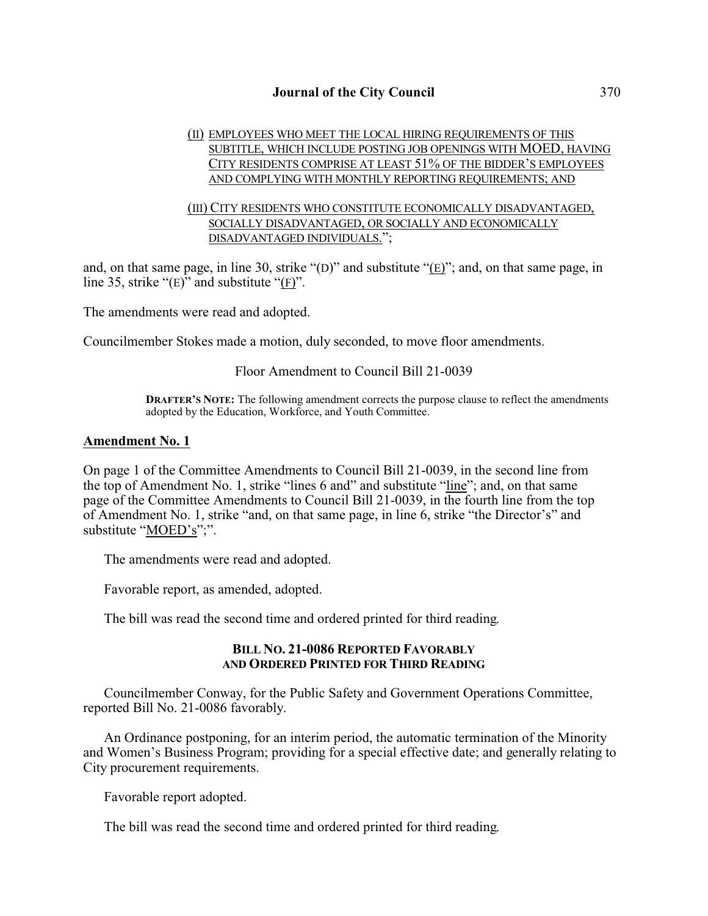(II) EMPLOYEES WHO MEET THE LOCAL HIRING REQUIREMENTS OF THIS SUBTITLE, WHICH INCLUDE POSTING JOB OPENINGS WITH MOED, HAVING CITY RESIDENTS COMPRISE AT LEAST 51% OF THE BIDDER'S EMPLOYEES AND COMPLYING WITH MONTHLY REPORTING REQUIREMENTS; AND

(III) CITY RESIDENTS WHO CONSTITUTE ECONOMICALLY DISADVANTAGED, SOCIALLY DISADVANTAGED, OR SOCIALLY AND ECONOMICALLY DISADVANTAGED INDIVIDUALS.";

and, on that same page, in line 30, strike "(D)" and substitute "(E)"; and, on that same page, in line 35, strike "(E)" and substitute "(F)".

The amendments were read and adopted.

Councilmember Stokes made a motion, duly seconded, to move floor amendments.

Floor Amendment to Council Bill 21-0039

**DRAFTER'S NOTE:** The following amendment corrects the purpose clause to reflect the amendments adopted by the Education, Workforce, and Youth Committee.

**Amendment No. 1**

On page 1 of the Committee Amendments to Council Bill 21-0039, in the second line from the top of Amendment No. 1, strike "lines 6 and" and substitute "line"; and, on that same page of the Committee Amendments to Council Bill 21-0039, in the fourth line from the top of Amendment No. 1, strike "and, on that same page, in line 6, strike "the Director's" and substitute "MOED's";".

The amendments were read and adopted.

Favorable report, as amended, adopted.

The bill was read the second time and ordered printed for third reading.

**BILL NO. 21-0086 REPORTED FAVORABLY AND ORDERED PRINTED FOR THIRD READING**

Councilmember Conway, for the Public Safety and Government Operations Committee, reported Bill No. 21-0086 favorably.

An Ordinance postponing, for an interim period, the automatic termination of the Minority and Women's Business Program; providing for a special effective date; and generally relating to City procurement requirements.

Favorable report adopted.

The bill was read the second time and ordered printed for third reading.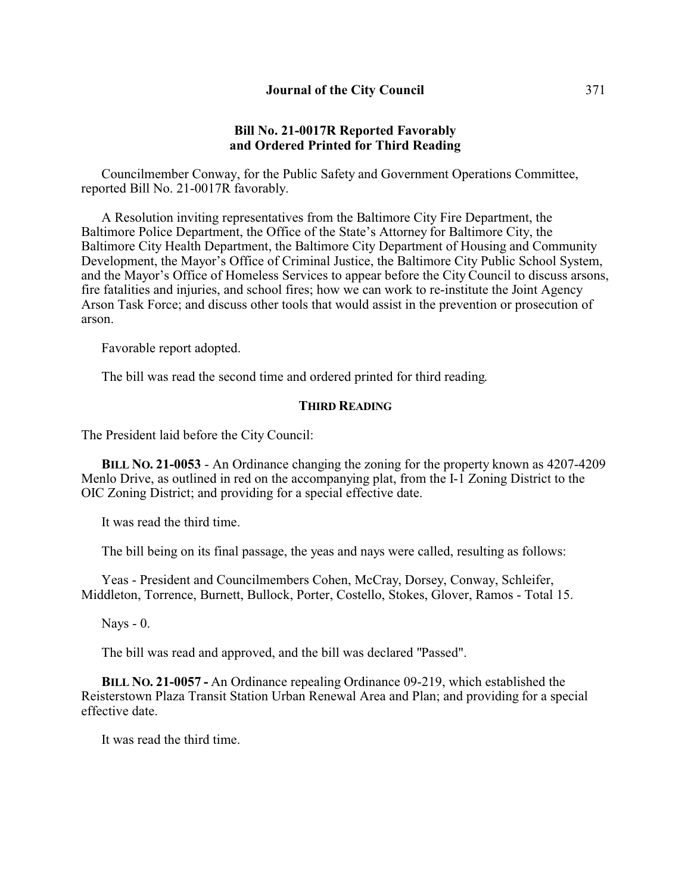### Bill No. 21-0017R Reported Favorably and Ordered Printed for Third Reading

Councilmember Conway, for the Public Safety and Government Operations Committee, reported Bill No. 21-0017R favorably.

A Resolution inviting representatives from the Baltimore City Fire Department, the Baltimore Police Department, the Office of the State's Attorney for Baltimore City, the Baltimore City Health Department, the Baltimore City Department of Housing and Community Development, the Mayor's Office of Criminal Justice, the Baltimore City Public School System, and the Mayor's Office of Homeless Services to appear before the City Council to discuss arsons, fire fatalities and injuries, and school fires; how we can work to re-institute the Joint Agency Arson Task Force; and discuss other tools that would assist in the prevention or prosecution of arson.

Favorable report adopted.

The bill was read the second time and ordered printed for third reading.

#### THIRD READING

The President laid before the City Council:

**BILL NO. 21-0053** - An Ordinance changing the zoning for the property known as 4207-4209 Menlo Drive, as outlined in red on the accompanying plat, from the I-1 Zoning District to the OIC Zoning District; and providing for a special effective date.

It was read the third time.

The bill being on its final passage, the yeas and nays were called, resulting as follows:

Yeas - President and Councilmembers Cohen, McCray, Dorsey, Conway, Schleifer, Middleton, Torrence, Burnett, Bullock, Porter, Costello, Stokes, Glover, Ramos - Total 15.

Nays - 0.

The bill was read and approved, and the bill was declared "Passed".

**BILL NO. 21-0057 -** An Ordinance repealing Ordinance 09-219, which established the Reisterstown Plaza Transit Station Urban Renewal Area and Plan; and providing for a special effective date.

It was read the third time.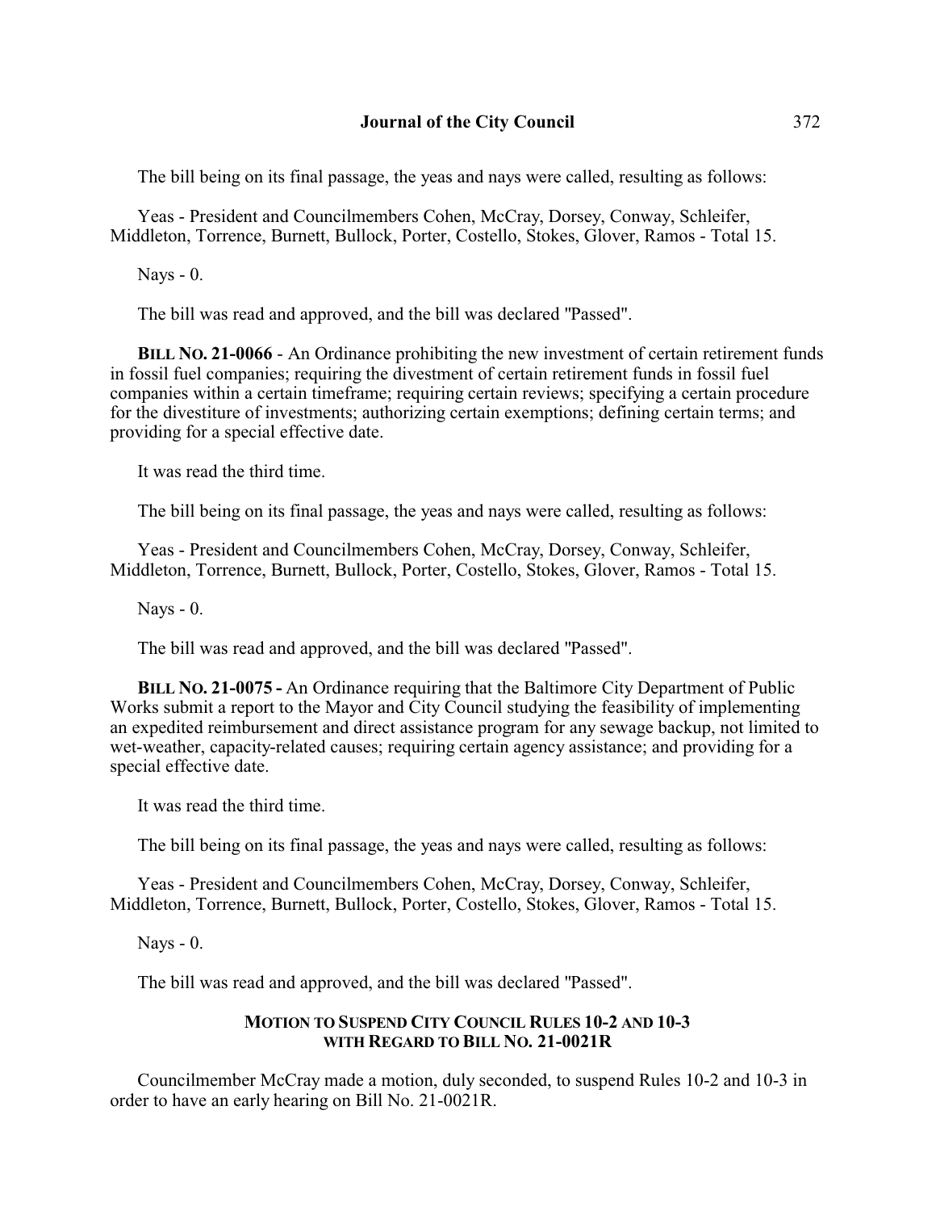The bill being on its final passage, the yeas and nays were called, resulting as follows:

Yeas - President and Councilmembers Cohen, McCray, Dorsey, Conway, Schleifer, Middleton, Torrence, Burnett, Bullock, Porter, Costello, Stokes, Glover, Ramos - Total 15.

Nays - 0.

The bill was read and approved, and the bill was declared "Passed".

**BILL NO. 21-0066** - An Ordinance prohibiting the new investment of certain retirement funds in fossil fuel companies; requiring the divestment of certain retirement funds in fossil fuel companies within a certain timeframe; requiring certain reviews; specifying a certain procedure for the divestiture of investments; authorizing certain exemptions; defining certain terms; and providing for a special effective date.

It was read the third time.

The bill being on its final passage, the yeas and nays were called, resulting as follows:

Yeas - President and Councilmembers Cohen, McCray, Dorsey, Conway, Schleifer, Middleton, Torrence, Burnett, Bullock, Porter, Costello, Stokes, Glover, Ramos - Total 15.

Nays - 0.

The bill was read and approved, and the bill was declared "Passed".

**BILL NO. 21-0075 -** An Ordinance requiring that the Baltimore City Department of Public Works submit a report to the Mayor and City Council studying the feasibility of implementing an expedited reimbursement and direct assistance program for any sewage backup, not limited to wet-weather, capacity-related causes; requiring certain agency assistance; and providing for a special effective date.

It was read the third time.

The bill being on its final passage, the yeas and nays were called, resulting as follows:

Yeas - President and Councilmembers Cohen, McCray, Dorsey, Conway, Schleifer, Middleton, Torrence, Burnett, Bullock, Porter, Costello, Stokes, Glover, Ramos - Total 15.

Nays - 0.

The bill was read and approved, and the bill was declared "Passed".

### MOTION TO SUSPEND CITY COUNCIL RULES 10-2 AND 10-3 WITH REGARD TO BILL NO. 21-0021R

Councilmember McCray made a motion, duly seconded, to suspend Rules 10-2 and 10-3 in order to have an early hearing on Bill No. 21-0021R.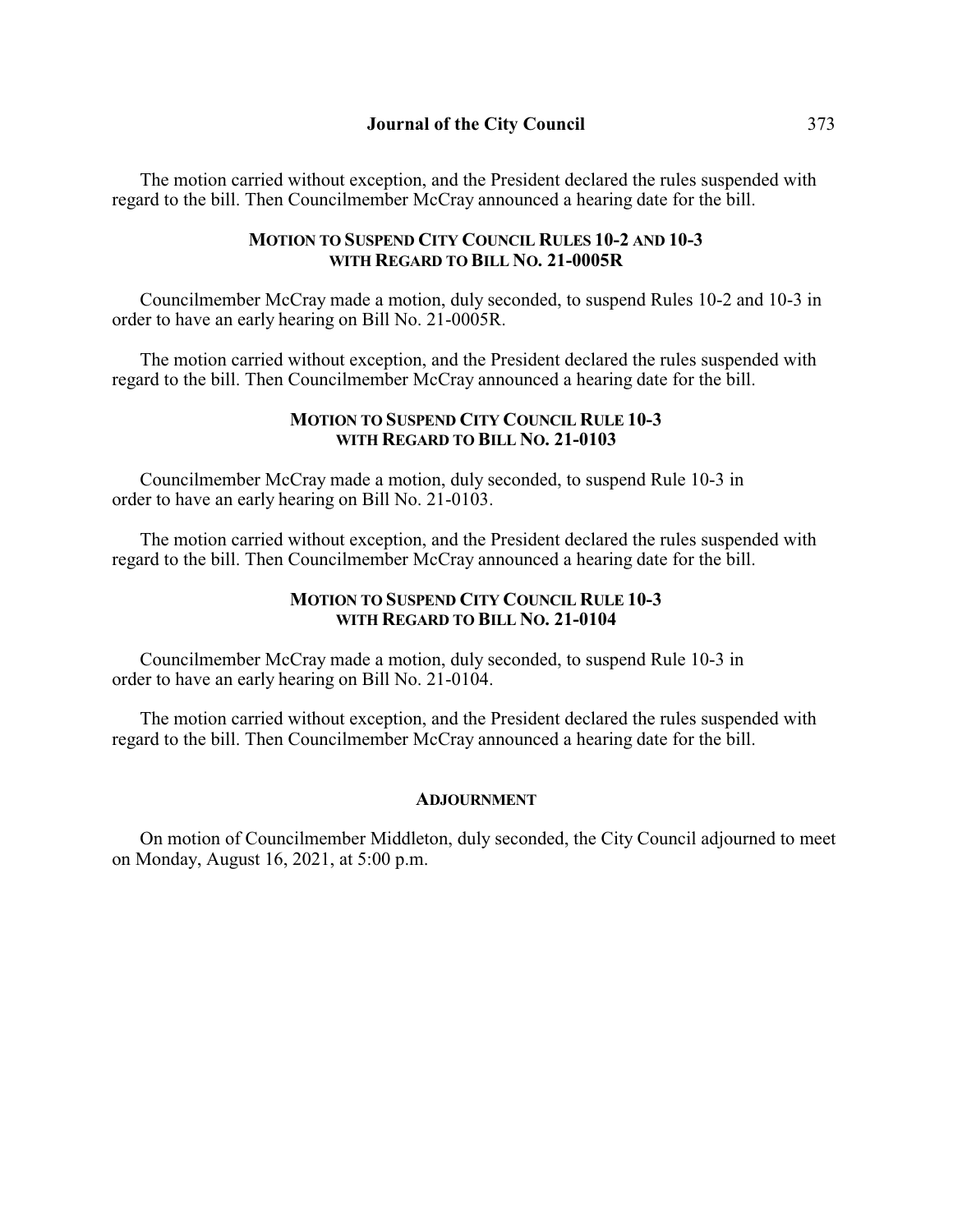The motion carried without exception, and the President declared the rules suspended with regard to the bill. Then Councilmember McCray announced a hearing date for the bill.

### MOTION TO SUSPEND CITY COUNCIL RULES 10-2 AND 10-3 WITH REGARD TO BILL NO. 21-0005R

Councilmember McCray made a motion, duly seconded, to suspend Rules 10-2 and 10-3 in order to have an early hearing on Bill No. 21-0005R.

The motion carried without exception, and the President declared the rules suspended with regard to the bill. Then Councilmember McCray announced a hearing date for the bill.

### MOTION TO SUSPEND CITY COUNCIL RULE 10-3 WITH REGARD TO BILL NO. 21-0103

Councilmember McCray made a motion, duly seconded, to suspend Rule 10-3 in order to have an early hearing on Bill No. 21-0103.

The motion carried without exception, and the President declared the rules suspended with regard to the bill. Then Councilmember McCray announced a hearing date for the bill.

### MOTION TO SUSPEND CITY COUNCIL RULE 10-3 WITH REGARD TO BILL NO. 21-0104

Councilmember McCray made a motion, duly seconded, to suspend Rule 10-3 in order to have an early hearing on Bill No. 21-0104.

The motion carried without exception, and the President declared the rules suspended with regard to the bill. Then Councilmember McCray announced a hearing date for the bill.

### ADJOURNMENT

On motion of Councilmember Middleton, duly seconded, the City Council adjourned to meet on Monday, August 16, 2021, at 5:00 p.m.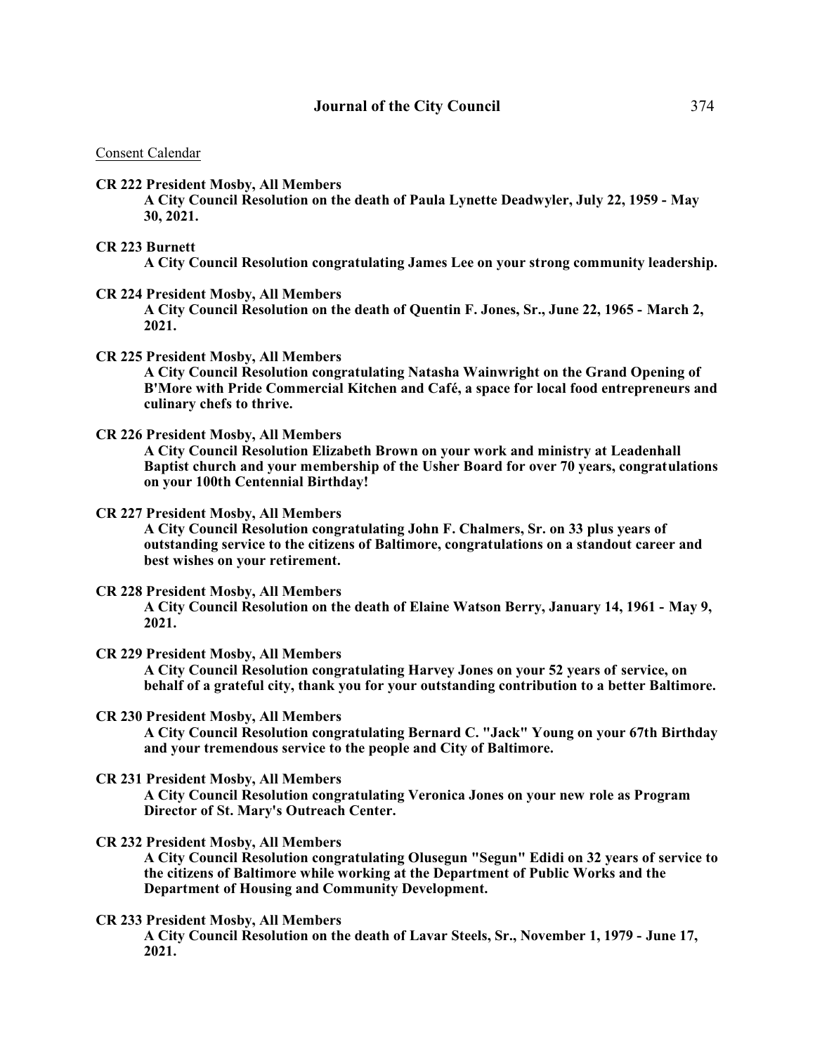Consent Calendar

**CR 222 President Mosby, All Members**
**A City Council Resolution on the death of Paula Lynette Deadwyler, July 22, 1959 - May 30, 2021.**

**CR 223 Burnett**
**A City Council Resolution congratulating James Lee on your strong community leadership.**

**CR 224 President Mosby, All Members**
**A City Council Resolution on the death of Quentin F. Jones, Sr., June 22, 1965 - March 2, 2021.**

**CR 225 President Mosby, All Members**
**A City Council Resolution congratulating Natasha Wainwright on the Grand Opening of B'More with Pride Commercial Kitchen and Café, a space for local food entrepreneurs and culinary chefs to thrive.**

**CR 226 President Mosby, All Members**
**A City Council Resolution Elizabeth Brown on your work and ministry at Leadenhall Baptist church and your membership of the Usher Board for over 70 years, congratulations on your 100th Centennial Birthday!**

**CR 227 President Mosby, All Members**
**A City Council Resolution congratulating John F. Chalmers, Sr. on 33 plus years of outstanding service to the citizens of Baltimore, congratulations on a standout career and best wishes on your retirement.**

**CR 228 President Mosby, All Members**
**A City Council Resolution on the death of Elaine Watson Berry, January 14, 1961 - May 9, 2021.**

**CR 229 President Mosby, All Members**
**A City Council Resolution congratulating Harvey Jones on your 52 years of service, on behalf of a grateful city, thank you for your outstanding contribution to a better Baltimore.**

**CR 230 President Mosby, All Members**
**A City Council Resolution congratulating Bernard C. "Jack" Young on your 67th Birthday and your tremendous service to the people and City of Baltimore.**

**CR 231 President Mosby, All Members**
**A City Council Resolution congratulating Veronica Jones on your new role as Program Director of St. Mary's Outreach Center.**

**CR 232 President Mosby, All Members**
**A City Council Resolution congratulating Olusegun "Segun" Edidi on 32 years of service to the citizens of Baltimore while working at the Department of Public Works and the Department of Housing and Community Development.**

**CR 233 President Mosby, All Members**
**A City Council Resolution on the death of Lavar Steels, Sr., November 1, 1979 - June 17, 2021.**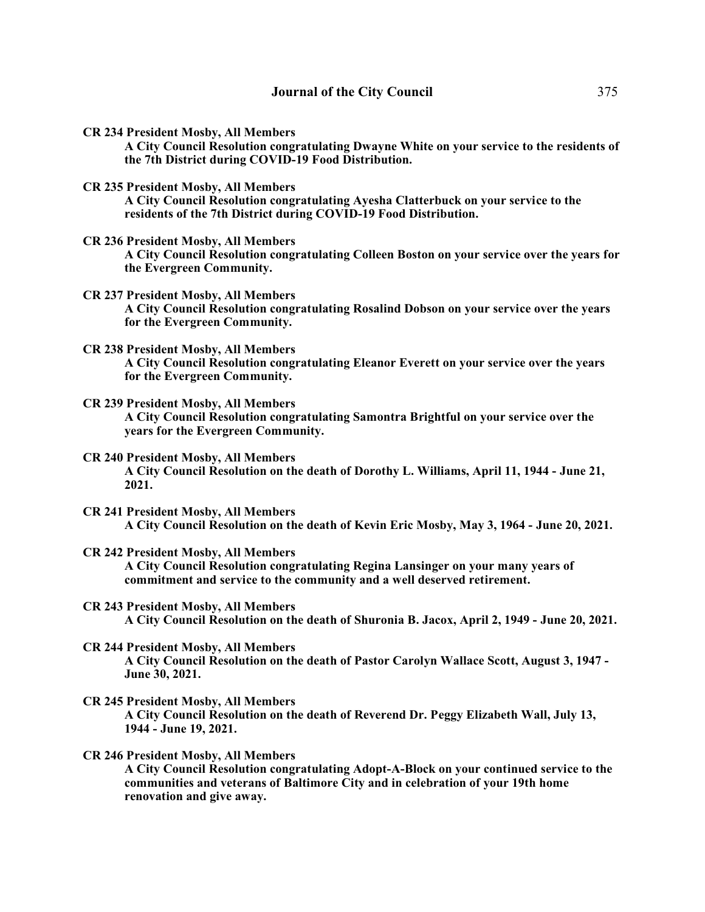**CR 234 President Mosby, All Members**
**A City Council Resolution congratulating Dwayne White on your service to the residents of the 7th District during COVID-19 Food Distribution.**

**CR 235 President Mosby, All Members**
**A City Council Resolution congratulating Ayesha Clatterbuck on your service to the residents of the 7th District during COVID-19 Food Distribution.**

**CR 236 President Mosby, All Members**
**A City Council Resolution congratulating Colleen Boston on your service over the years for the Evergreen Community.**

**CR 237 President Mosby, All Members**
**A City Council Resolution congratulating Rosalind Dobson on your service over the years for the Evergreen Community.**

**CR 238 President Mosby, All Members**
**A City Council Resolution congratulating Eleanor Everett on your service over the years for the Evergreen Community.**

**CR 239 President Mosby, All Members**
**A City Council Resolution congratulating Samontra Brightful on your service over the years for the Evergreen Community.**

**CR 240 President Mosby, All Members**
**A City Council Resolution on the death of Dorothy L. Williams, April 11, 1944 - June 21, 2021.**

**CR 241 President Mosby, All Members**
**A City Council Resolution on the death of Kevin Eric Mosby, May 3, 1964 - June 20, 2021.**

**CR 242 President Mosby, All Members**
**A City Council Resolution congratulating Regina Lansinger on your many years of commitment and service to the community and a well deserved retirement.**

**CR 243 President Mosby, All Members**
**A City Council Resolution on the death of Shuronia B. Jacox, April 2, 1949 - June 20, 2021.**

**CR 244 President Mosby, All Members**
**A City Council Resolution on the death of Pastor Carolyn Wallace Scott, August 3, 1947 - June 30, 2021.**

**CR 245 President Mosby, All Members**
**A City Council Resolution on the death of Reverend Dr. Peggy Elizabeth Wall, July 13, 1944 - June 19, 2021.**

**CR 246 President Mosby, All Members**
**A City Council Resolution congratulating Adopt-A-Block on your continued service to the communities and veterans of Baltimore City and in celebration of your 19th home renovation and give away.**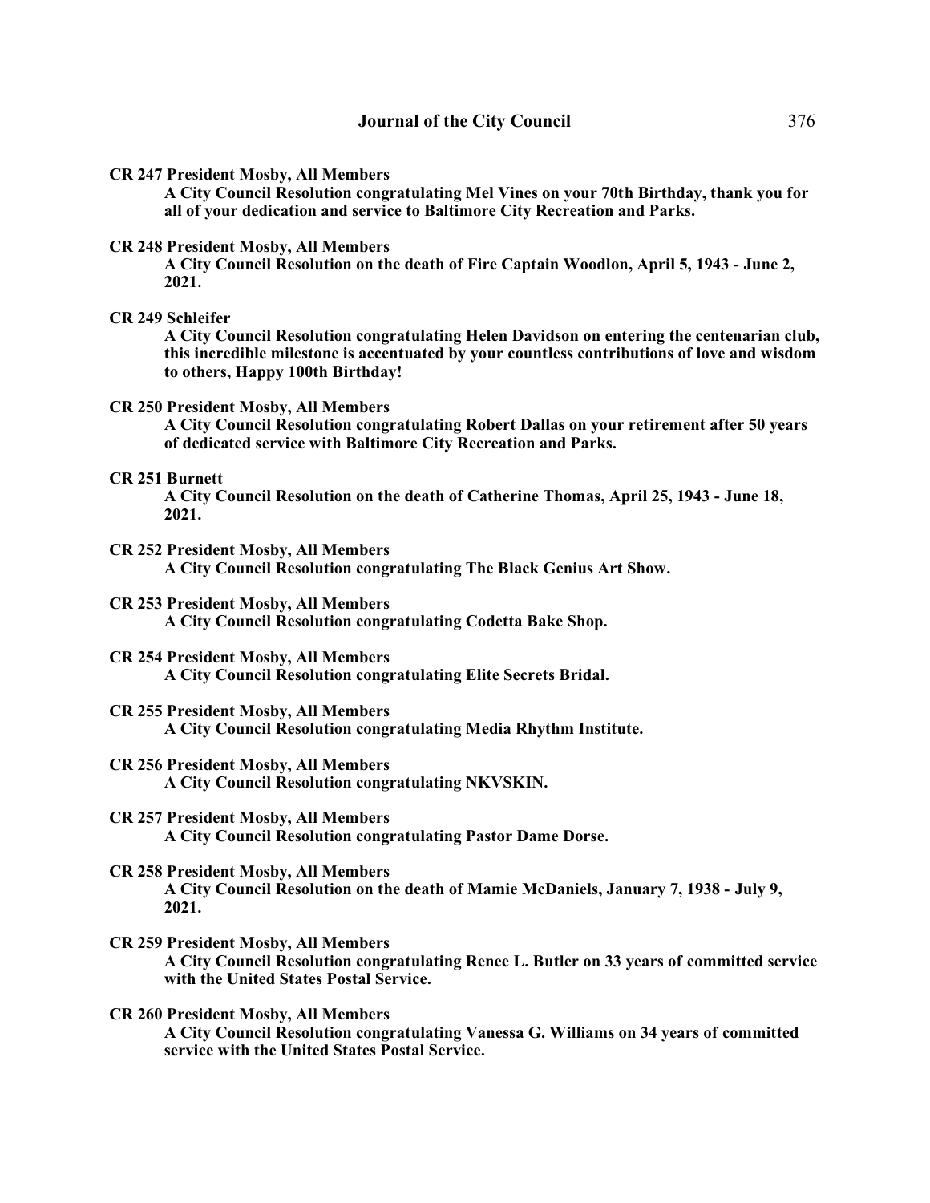**CR 247 President Mosby, All Members**

**A City Council Resolution congratulating Mel Vines on your 70th Birthday, thank you for all of your dedication and service to Baltimore City Recreation and Parks.**

**CR 248 President Mosby, All Members**

**A City Council Resolution on the death of Fire Captain Woodlon, April 5, 1943 - June 2, 2021.**

**CR 249 Schleifer**

**A City Council Resolution congratulating Helen Davidson on entering the centenarian club, this incredible milestone is accentuated by your countless contributions of love and wisdom to others, Happy 100th Birthday!**

**CR 250 President Mosby, All Members**

**A City Council Resolution congratulating Robert Dallas on your retirement after 50 years of dedicated service with Baltimore City Recreation and Parks.**

**CR 251 Burnett**

**A City Council Resolution on the death of Catherine Thomas, April 25, 1943 - June 18, 2021.**

**CR 252 President Mosby, All Members**

**A City Council Resolution congratulating The Black Genius Art Show.**

**CR 253 President Mosby, All Members**

**A City Council Resolution congratulating Codetta Bake Shop.**

**CR 254 President Mosby, All Members**

**A City Council Resolution congratulating Elite Secrets Bridal.**

**CR 255 President Mosby, All Members**

**A City Council Resolution congratulating Media Rhythm Institute.**

**CR 256 President Mosby, All Members**

**A City Council Resolution congratulating NKVSKIN.**

**CR 257 President Mosby, All Members**

**A City Council Resolution congratulating Pastor Dame Dorse.**

**CR 258 President Mosby, All Members**

**A City Council Resolution on the death of Mamie McDaniels, January 7, 1938 - July 9, 2021.**

**CR 259 President Mosby, All Members**

**A City Council Resolution congratulating Renee L. Butler on 33 years of committed service with the United States Postal Service.**

**CR 260 President Mosby, All Members**

**A City Council Resolution congratulating Vanessa G. Williams on 34 years of committed service with the United States Postal Service.**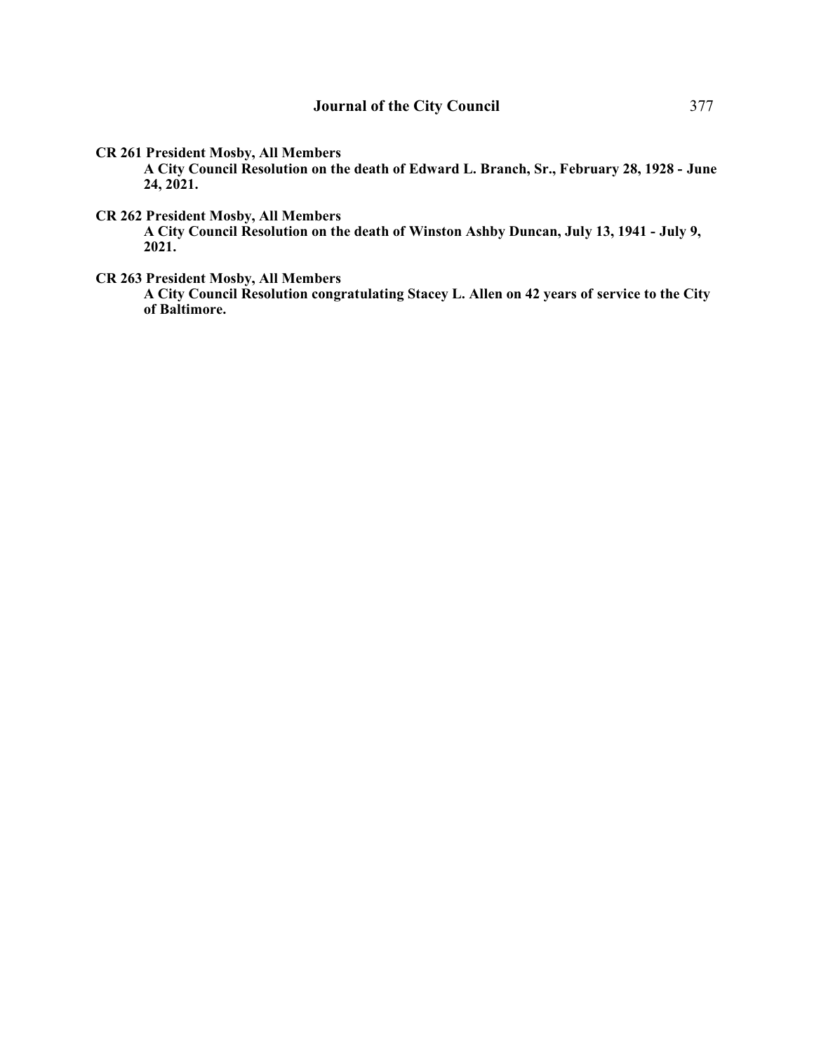**CR 261 President Mosby, All Members**

**A City Council Resolution on the death of Edward L. Branch, Sr., February 28, 1928 - June 24, 2021.**

**CR 262 President Mosby, All Members**

**A City Council Resolution on the death of Winston Ashby Duncan, July 13, 1941 - July 9, 2021.**

**CR 263 President Mosby, All Members**

**A City Council Resolution congratulating Stacey L. Allen on 42 years of service to the City of Baltimore.**